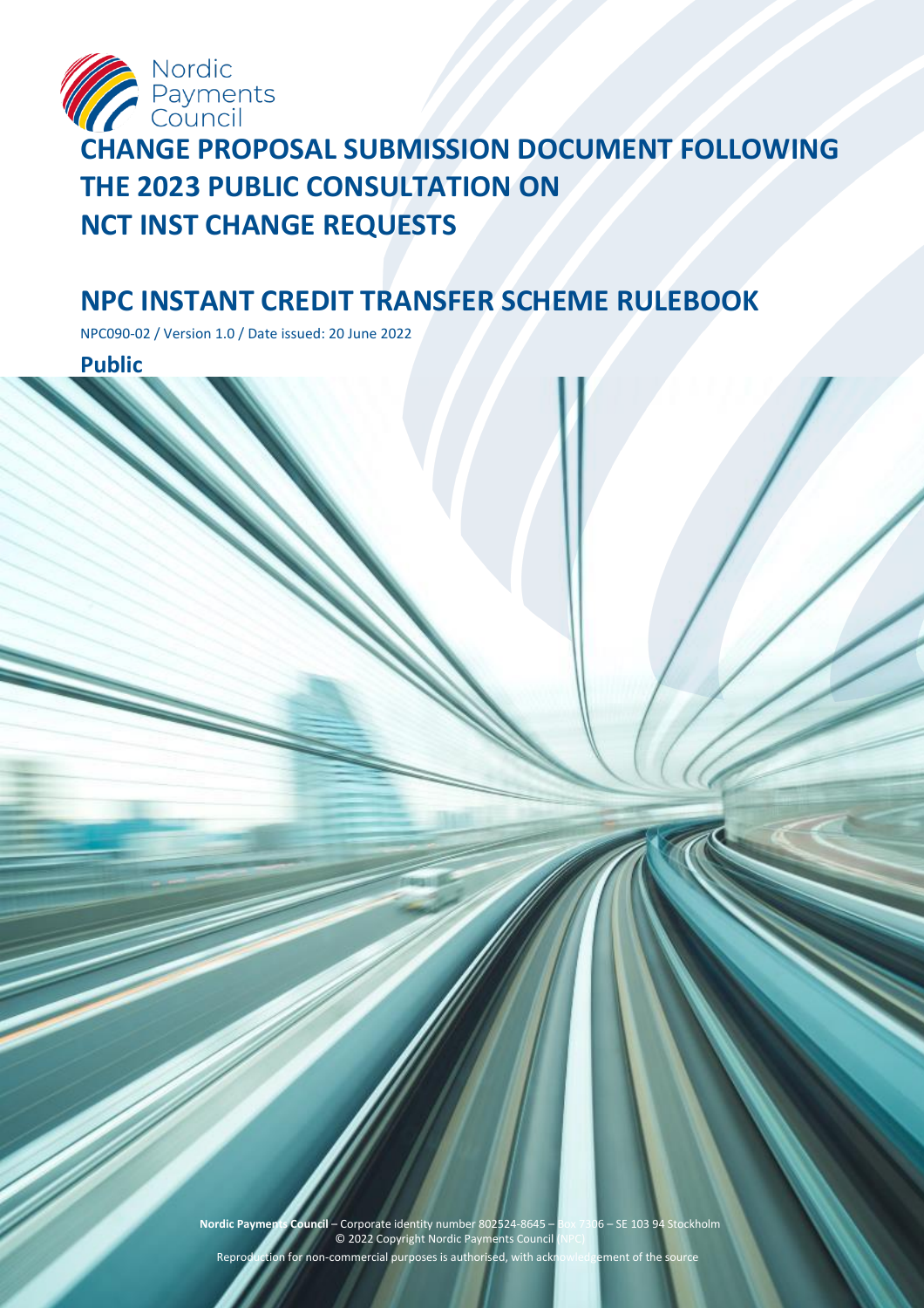Nordic Payments Council

# CHANGE PROPOSAL SUBMISSION DOCUMENT FOLLOWING THE 2023 PUBLIC CONSULTATION ON NCT INST CHANGE REQUESTS

# NPC INSTANT CREDIT TRANSFER SCHEME RULEBOOK

NPC090-02 / Version 1.0 / Date issued: 20 June 2022

**Public**

**Nordic Payments Council** – Corporate identity number 802524-8645 – Box 7306 – SE 103 94 Stockholm
© 2022 Copyright Nordic Payments Council (NPC)
Reproduction for non-commercial purposes is authorised, with acknowledgement of the source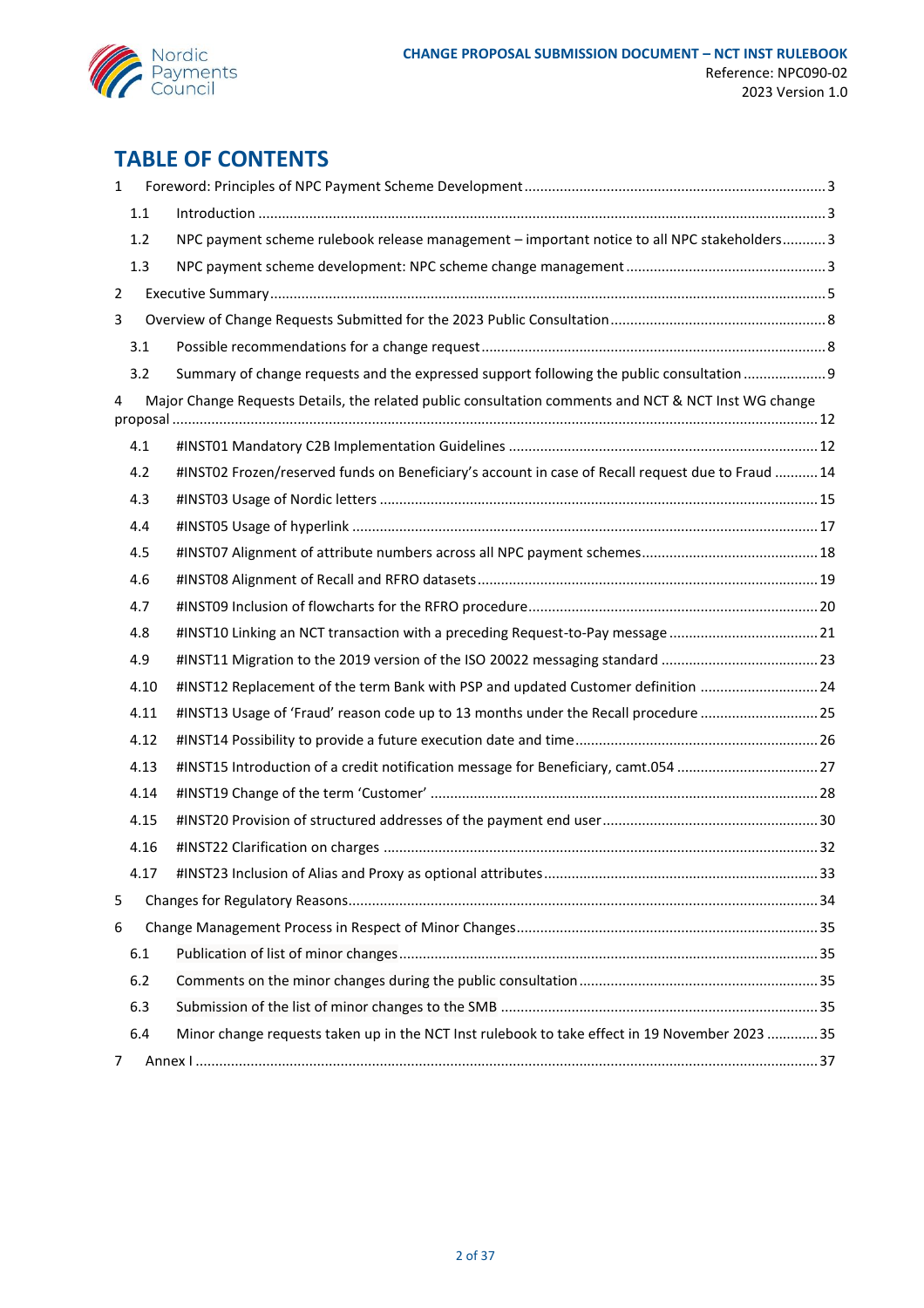# TABLE OF CONTENTS

1 Foreword: Principles of NPC Payment Scheme Development ... 3
  1.1 Introduction ... 3
  1.2 NPC payment scheme rulebook release management – important notice to all NPC stakeholders ... 3
  1.3 NPC payment scheme development: NPC scheme change management ... 3
2 Executive Summary ... 5
3 Overview of Change Requests Submitted for the 2023 Public Consultation ... 8
  3.1 Possible recommendations for a change request ... 8
  3.2 Summary of change requests and the expressed support following the public consultation ... 9
4 Major Change Requests Details, the related public consultation comments and NCT & NCT Inst WG change proposal ... 12
  4.1 #INST01 Mandatory C2B Implementation Guidelines ... 12
  4.2 #INST02 Frozen/reserved funds on Beneficiary's account in case of Recall request due to Fraud ... 14
  4.3 #INST03 Usage of Nordic letters ... 15
  4.4 #INST05 Usage of hyperlink ... 17
  4.5 #INST07 Alignment of attribute numbers across all NPC payment schemes ... 18
  4.6 #INST08 Alignment of Recall and RFRO datasets ... 19
  4.7 #INST09 Inclusion of flowcharts for the RFRO procedure ... 20
  4.8 #INST10 Linking an NCT transaction with a preceding Request-to-Pay message ... 21
  4.9 #INST11 Migration to the 2019 version of the ISO 20022 messaging standard ... 23
  4.10 #INST12 Replacement of the term Bank with PSP and updated Customer definition ... 24
  4.11 #INST13 Usage of 'Fraud' reason code up to 13 months under the Recall procedure ... 25
  4.12 #INST14 Possibility to provide a future execution date and time ... 26
  4.13 #INST15 Introduction of a credit notification message for Beneficiary, camt.054 ... 27
  4.14 #INST19 Change of the term 'Customer' ... 28
  4.15 #INST20 Provision of structured addresses of the payment end user ... 30
  4.16 #INST22 Clarification on charges ... 32
  4.17 #INST23 Inclusion of Alias and Proxy as optional attributes ... 33
5 Changes for Regulatory Reasons ... 34
6 Change Management Process in Respect of Minor Changes ... 35
  6.1 Publication of list of minor changes ... 35
  6.2 Comments on the minor changes during the public consultation ... 35
  6.3 Submission of the list of minor changes to the SMB ... 35
  6.4 Minor change requests taken up in the NCT Inst rulebook to take effect in 19 November 2023 ... 35
7 Annex I ... 37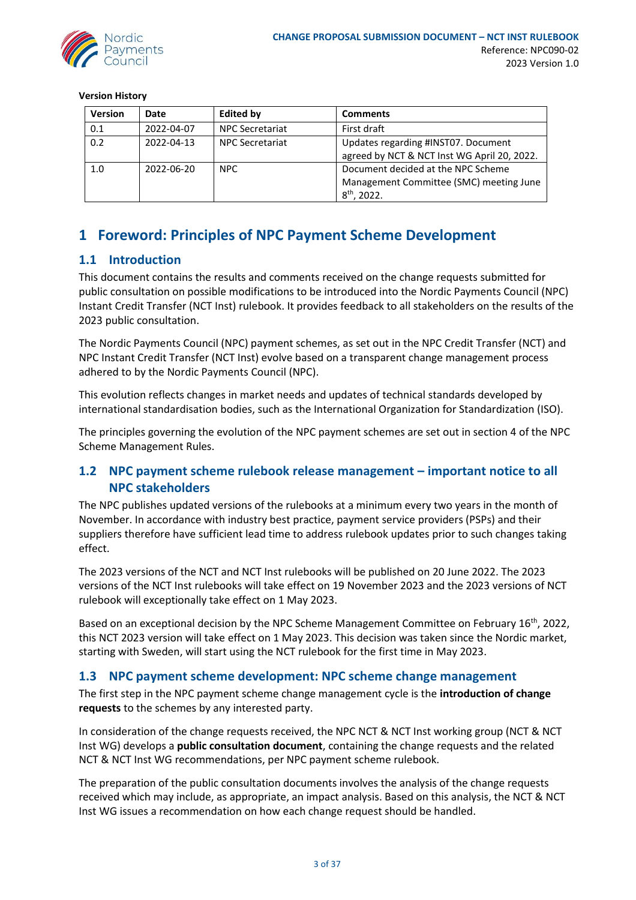**Version History**

| Version | Date | Edited by | Comments |
|---|---|---|---|
| 0.1 | 2022-04-07 | NPC Secretariat | First draft |
| 0.2 | 2022-04-13 | NPC Secretariat | Updates regarding #INST07. Document agreed by NCT & NCT Inst WG April 20, 2022. |
| 1.0 | 2022-06-20 | NPC | Document decided at the NPC Scheme Management Committee (SMC) meeting June 8th, 2022. |

# 1 Foreword: Principles of NPC Payment Scheme Development

## 1.1 Introduction

This document contains the results and comments received on the change requests submitted for public consultation on possible modifications to be introduced into the Nordic Payments Council (NPC) Instant Credit Transfer (NCT Inst) rulebook. It provides feedback to all stakeholders on the results of the 2023 public consultation.

The Nordic Payments Council (NPC) payment schemes, as set out in the NPC Credit Transfer (NCT) and NPC Instant Credit Transfer (NCT Inst) evolve based on a transparent change management process adhered to by the Nordic Payments Council (NPC).

This evolution reflects changes in market needs and updates of technical standards developed by international standardisation bodies, such as the International Organization for Standardization (ISO).

The principles governing the evolution of the NPC payment schemes are set out in section 4 of the NPC Scheme Management Rules.

## 1.2 NPC payment scheme rulebook release management – important notice to all NPC stakeholders

The NPC publishes updated versions of the rulebooks at a minimum every two years in the month of November. In accordance with industry best practice, payment service providers (PSPs) and their suppliers therefore have sufficient lead time to address rulebook updates prior to such changes taking effect.

The 2023 versions of the NCT and NCT Inst rulebooks will be published on 20 June 2022. The 2023 versions of the NCT Inst rulebooks will take effect on 19 November 2023 and the 2023 versions of NCT rulebook will exceptionally take effect on 1 May 2023.

Based on an exceptional decision by the NPC Scheme Management Committee on February 16th, 2022, this NCT 2023 version will take effect on 1 May 2023. This decision was taken since the Nordic market, starting with Sweden, will start using the NCT rulebook for the first time in May 2023.

## 1.3 NPC payment scheme development: NPC scheme change management

The first step in the NPC payment scheme change management cycle is the **introduction of change requests** to the schemes by any interested party.

In consideration of the change requests received, the NPC NCT & NCT Inst working group (NCT & NCT Inst WG) develops a **public consultation document**, containing the change requests and the related NCT & NCT Inst WG recommendations, per NPC payment scheme rulebook.

The preparation of the public consultation documents involves the analysis of the change requests received which may include, as appropriate, an impact analysis. Based on this analysis, the NCT & NCT Inst WG issues a recommendation on how each change request should be handled.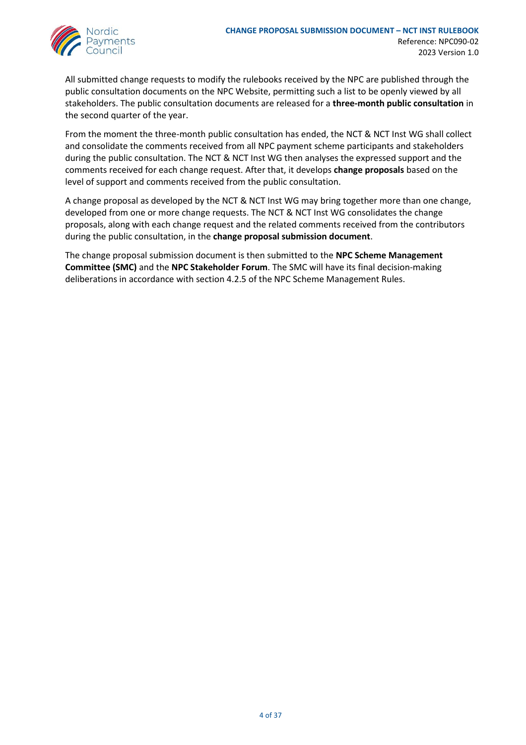All submitted change requests to modify the rulebooks received by the NPC are published through the public consultation documents on the NPC Website, permitting such a list to be openly viewed by all stakeholders. The public consultation documents are released for a **three-month public consultation** in the second quarter of the year.

From the moment the three-month public consultation has ended, the NCT & NCT Inst WG shall collect and consolidate the comments received from all NPC payment scheme participants and stakeholders during the public consultation. The NCT & NCT Inst WG then analyses the expressed support and the comments received for each change request. After that, it develops **change proposals** based on the level of support and comments received from the public consultation.

A change proposal as developed by the NCT & NCT Inst WG may bring together more than one change, developed from one or more change requests. The NCT & NCT Inst WG consolidates the change proposals, along with each change request and the related comments received from the contributors during the public consultation, in the **change proposal submission document**.

The change proposal submission document is then submitted to the **NPC Scheme Management Committee (SMC)** and the **NPC Stakeholder Forum**. The SMC will have its final decision-making deliberations in accordance with section 4.2.5 of the NPC Scheme Management Rules.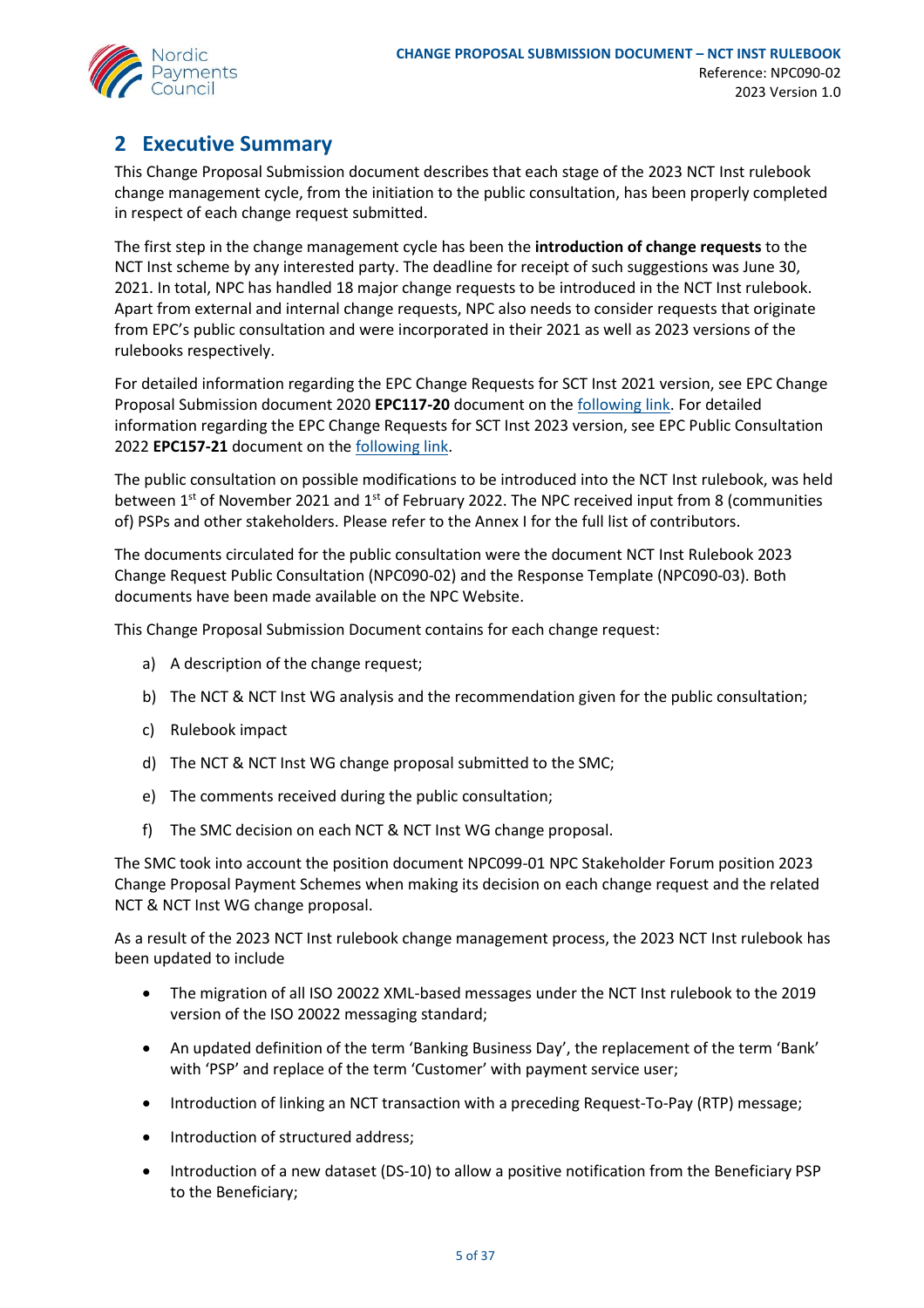## 2 Executive Summary

This Change Proposal Submission document describes that each stage of the 2023 NCT Inst rulebook change management cycle, from the initiation to the public consultation, has been properly completed in respect of each change request submitted.

The first step in the change management cycle has been the **introduction of change requests** to the NCT Inst scheme by any interested party. The deadline for receipt of such suggestions was June 30, 2021. In total, NPC has handled 18 major change requests to be introduced in the NCT Inst rulebook. Apart from external and internal change requests, NPC also needs to consider requests that originate from EPC's public consultation and were incorporated in their 2021 as well as 2023 versions of the rulebooks respectively.

For detailed information regarding the EPC Change Requests for SCT Inst 2021 version, see EPC Change Proposal Submission document 2020 **EPC117-20** document on the following link. For detailed information regarding the EPC Change Requests for SCT Inst 2023 version, see EPC Public Consultation 2022 **EPC157-21** document on the following link.

The public consultation on possible modifications to be introduced into the NCT Inst rulebook, was held between 1st of November 2021 and 1st of February 2022. The NPC received input from 8 (communities of) PSPs and other stakeholders. Please refer to the Annex I for the full list of contributors.

The documents circulated for the public consultation were the document NCT Inst Rulebook 2023 Change Request Public Consultation (NPC090-02) and the Response Template (NPC090-03). Both documents have been made available on the NPC Website.

This Change Proposal Submission Document contains for each change request:

a) A description of the change request;

b) The NCT & NCT Inst WG analysis and the recommendation given for the public consultation;

c) Rulebook impact

d) The NCT & NCT Inst WG change proposal submitted to the SMC;

e) The comments received during the public consultation;

f) The SMC decision on each NCT & NCT Inst WG change proposal.

The SMC took into account the position document NPC099-01 NPC Stakeholder Forum position 2023 Change Proposal Payment Schemes when making its decision on each change request and the related NCT & NCT Inst WG change proposal.

As a result of the 2023 NCT Inst rulebook change management process, the 2023 NCT Inst rulebook has been updated to include

- The migration of all ISO 20022 XML-based messages under the NCT Inst rulebook to the 2019 version of the ISO 20022 messaging standard;
- An updated definition of the term 'Banking Business Day', the replacement of the term 'Bank' with 'PSP' and replace of the term 'Customer' with payment service user;
- Introduction of linking an NCT transaction with a preceding Request-To-Pay (RTP) message;
- Introduction of structured address;
- Introduction of a new dataset (DS-10) to allow a positive notification from the Beneficiary PSP to the Beneficiary;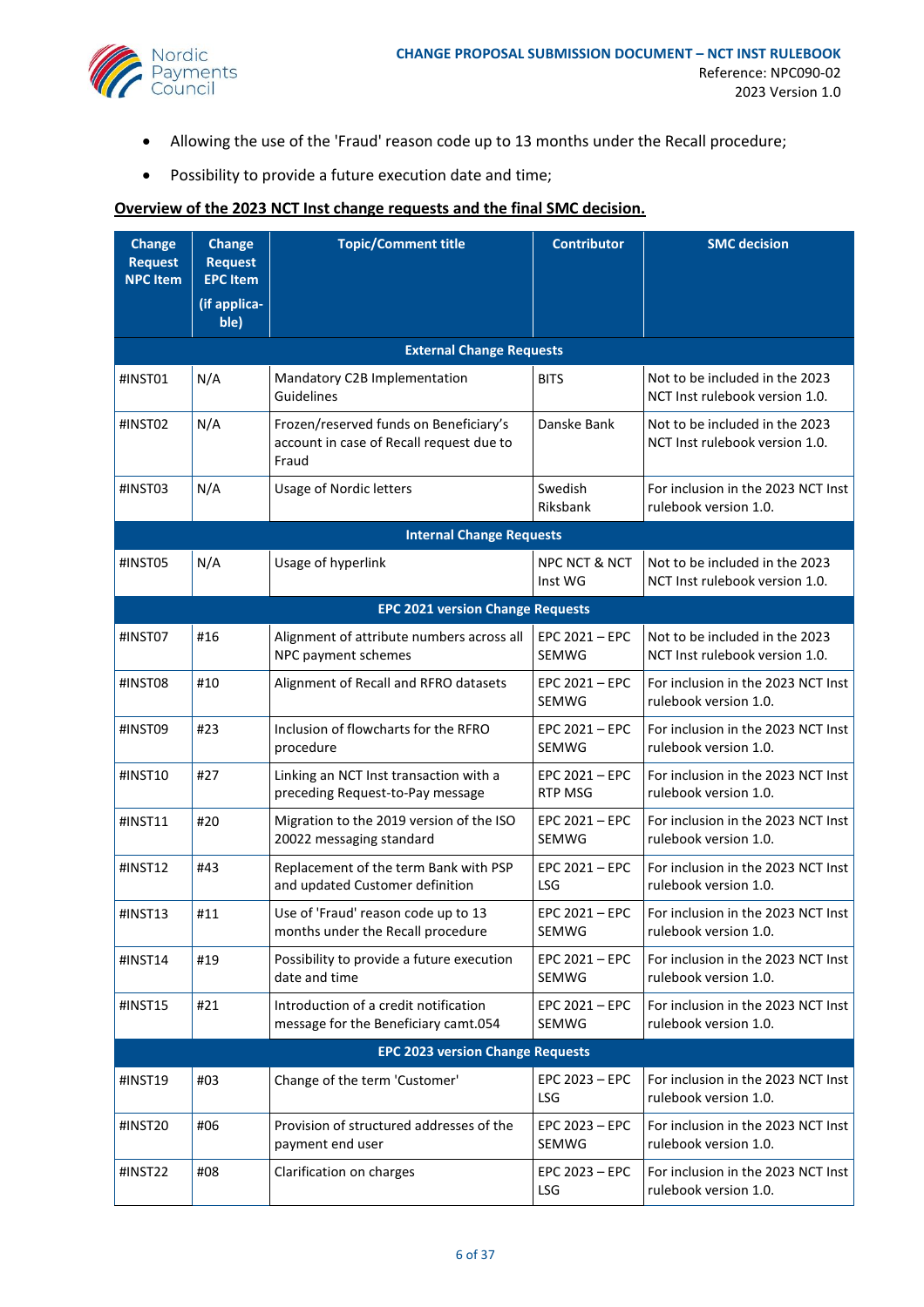- Allowing the use of the 'Fraud' reason code up to 13 months under the Recall procedure;
- Possibility to provide a future execution date and time;

**Overview of the 2023 NCT Inst change requests and the final SMC decision.**

| Change Request NPC Item | Change Request EPC Item (if applica-ble) | Topic/Comment title | Contributor | SMC decision |
|---|---|---|---|---|
| **External Change Requests** | | | | |
| #INST01 | N/A | Mandatory C2B Implementation Guidelines | BITS | Not to be included in the 2023 NCT Inst rulebook version 1.0. |
| #INST02 | N/A | Frozen/reserved funds on Beneficiary's account in case of Recall request due to Fraud | Danske Bank | Not to be included in the 2023 NCT Inst rulebook version 1.0. |
| #INST03 | N/A | Usage of Nordic letters | Swedish Riksbank | For inclusion in the 2023 NCT Inst rulebook version 1.0. |
| **Internal Change Requests** | | | | |
| #INST05 | N/A | Usage of hyperlink | NPC NCT & NCT Inst WG | Not to be included in the 2023 NCT Inst rulebook version 1.0. |
| **EPC 2021 version Change Requests** | | | | |
| #INST07 | #16 | Alignment of attribute numbers across all NPC payment schemes | EPC 2021 – EPC SEMWG | Not to be included in the 2023 NCT Inst rulebook version 1.0. |
| #INST08 | #10 | Alignment of Recall and RFRO datasets | EPC 2021 – EPC SEMWG | For inclusion in the 2023 NCT Inst rulebook version 1.0. |
| #INST09 | #23 | Inclusion of flowcharts for the RFRO procedure | EPC 2021 – EPC SEMWG | For inclusion in the 2023 NCT Inst rulebook version 1.0. |
| #INST10 | #27 | Linking an NCT Inst transaction with a preceding Request-to-Pay message | EPC 2021 – EPC RTP MSG | For inclusion in the 2023 NCT Inst rulebook version 1.0. |
| #INST11 | #20 | Migration to the 2019 version of the ISO 20022 messaging standard | EPC 2021 – EPC SEMWG | For inclusion in the 2023 NCT Inst rulebook version 1.0. |
| #INST12 | #43 | Replacement of the term Bank with PSP and updated Customer definition | EPC 2021 – EPC LSG | For inclusion in the 2023 NCT Inst rulebook version 1.0. |
| #INST13 | #11 | Use of 'Fraud' reason code up to 13 months under the Recall procedure | EPC 2021 – EPC SEMWG | For inclusion in the 2023 NCT Inst rulebook version 1.0. |
| #INST14 | #19 | Possibility to provide a future execution date and time | EPC 2021 – EPC SEMWG | For inclusion in the 2023 NCT Inst rulebook version 1.0. |
| #INST15 | #21 | Introduction of a credit notification message for the Beneficiary camt.054 | EPC 2021 – EPC SEMWG | For inclusion in the 2023 NCT Inst rulebook version 1.0. |
| **EPC 2023 version Change Requests** | | | | |
| #INST19 | #03 | Change of the term 'Customer' | EPC 2023 – EPC LSG | For inclusion in the 2023 NCT Inst rulebook version 1.0. |
| #INST20 | #06 | Provision of structured addresses of the payment end user | EPC 2023 – EPC SEMWG | For inclusion in the 2023 NCT Inst rulebook version 1.0. |
| #INST22 | #08 | Clarification on charges | EPC 2023 – EPC LSG | For inclusion in the 2023 NCT Inst rulebook version 1.0. |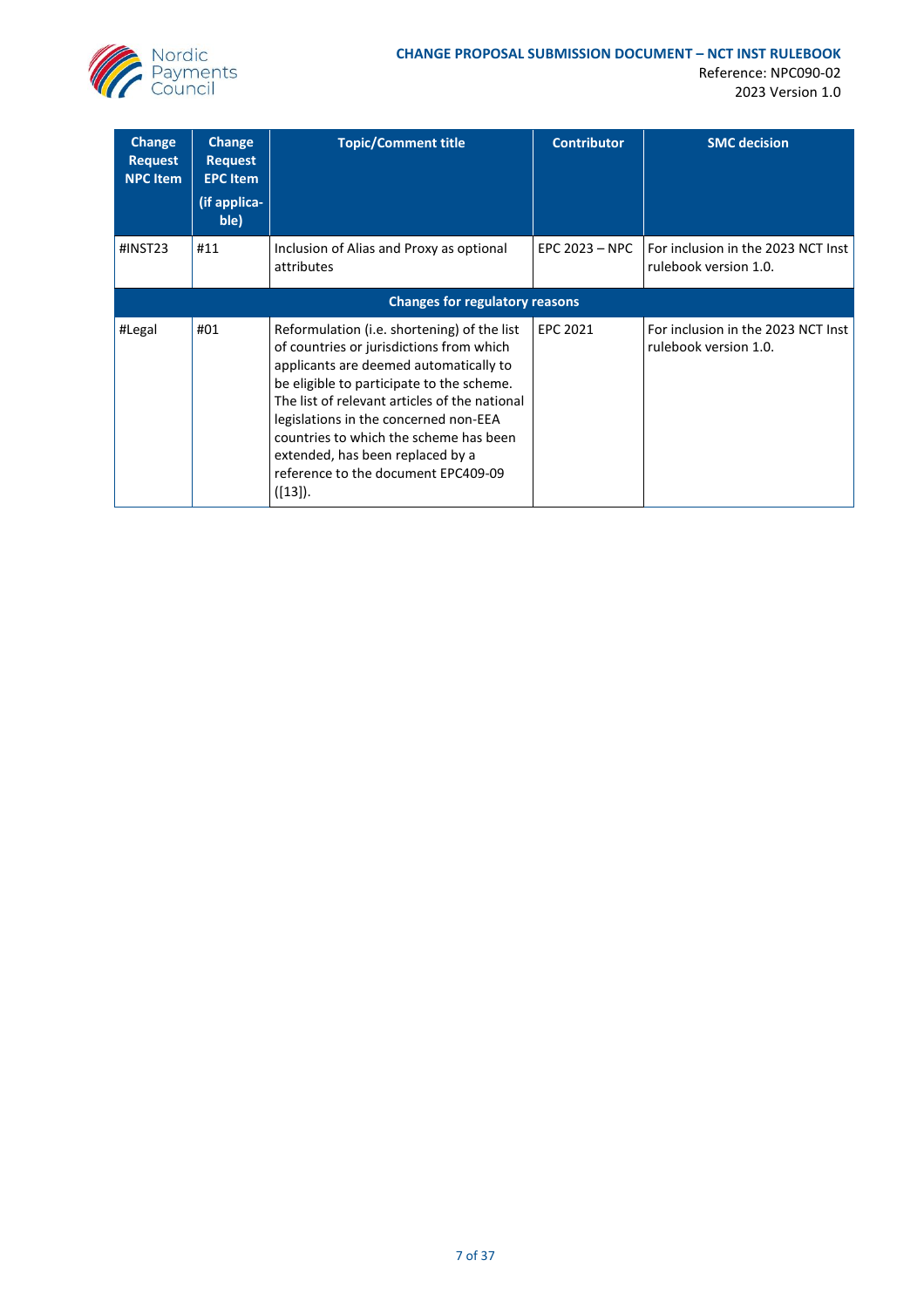| Change Request NPC Item | Change Request EPC Item (if applica-ble) | Topic/Comment title | Contributor | SMC decision |
|---|---|---|---|---|
| #INST23 | #11 | Inclusion of Alias and Proxy as optional attributes | EPC 2023 – NPC | For inclusion in the 2023 NCT Inst rulebook version 1.0. |
| **Changes for regulatory reasons** | | | | |
| #Legal | #01 | Reformulation (i.e. shortening) of the list of countries or jurisdictions from which applicants are deemed automatically to be eligible to participate to the scheme. The list of relevant articles of the national legislations in the concerned non-EEA countries to which the scheme has been extended, has been replaced by a reference to the document EPC409-09 ([13]). | EPC 2021 | For inclusion in the 2023 NCT Inst rulebook version 1.0. |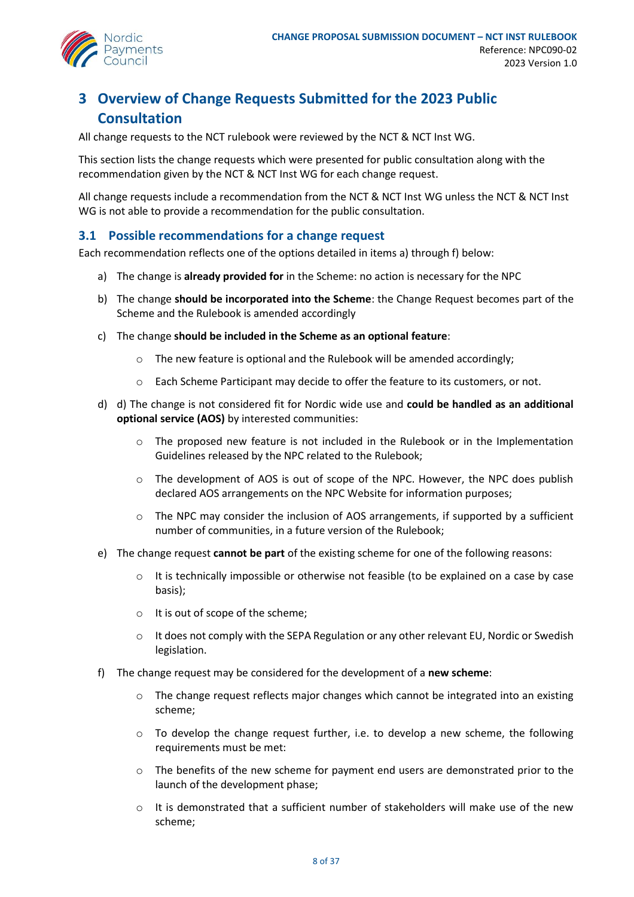# 3 Overview of Change Requests Submitted for the 2023 Public Consultation

All change requests to the NCT rulebook were reviewed by the NCT & NCT Inst WG.

This section lists the change requests which were presented for public consultation along with the recommendation given by the NCT & NCT Inst WG for each change request.

All change requests include a recommendation from the NCT & NCT Inst WG unless the NCT & NCT Inst WG is not able to provide a recommendation for the public consultation.

## 3.1 Possible recommendations for a change request

Each recommendation reflects one of the options detailed in items a) through f) below:

a) The change is **already provided for** in the Scheme: no action is necessary for the NPC

b) The change **should be incorporated into the Scheme**: the Change Request becomes part of the Scheme and the Rulebook is amended accordingly

c) The change **should be included in the Scheme as an optional feature**:

- The new feature is optional and the Rulebook will be amended accordingly;
- Each Scheme Participant may decide to offer the feature to its customers, or not.

d) d) The change is not considered fit for Nordic wide use and **could be handled as an additional optional service (AOS)** by interested communities:

- The proposed new feature is not included in the Rulebook or in the Implementation Guidelines released by the NPC related to the Rulebook;
- The development of AOS is out of scope of the NPC. However, the NPC does publish declared AOS arrangements on the NPC Website for information purposes;
- The NPC may consider the inclusion of AOS arrangements, if supported by a sufficient number of communities, in a future version of the Rulebook;

e) The change request **cannot be part** of the existing scheme for one of the following reasons:

- It is technically impossible or otherwise not feasible (to be explained on a case by case basis);
- It is out of scope of the scheme;
- It does not comply with the SEPA Regulation or any other relevant EU, Nordic or Swedish legislation.

f) The change request may be considered for the development of a **new scheme**:

- The change request reflects major changes which cannot be integrated into an existing scheme;
- To develop the change request further, i.e. to develop a new scheme, the following requirements must be met:
- The benefits of the new scheme for payment end users are demonstrated prior to the launch of the development phase;
- It is demonstrated that a sufficient number of stakeholders will make use of the new scheme;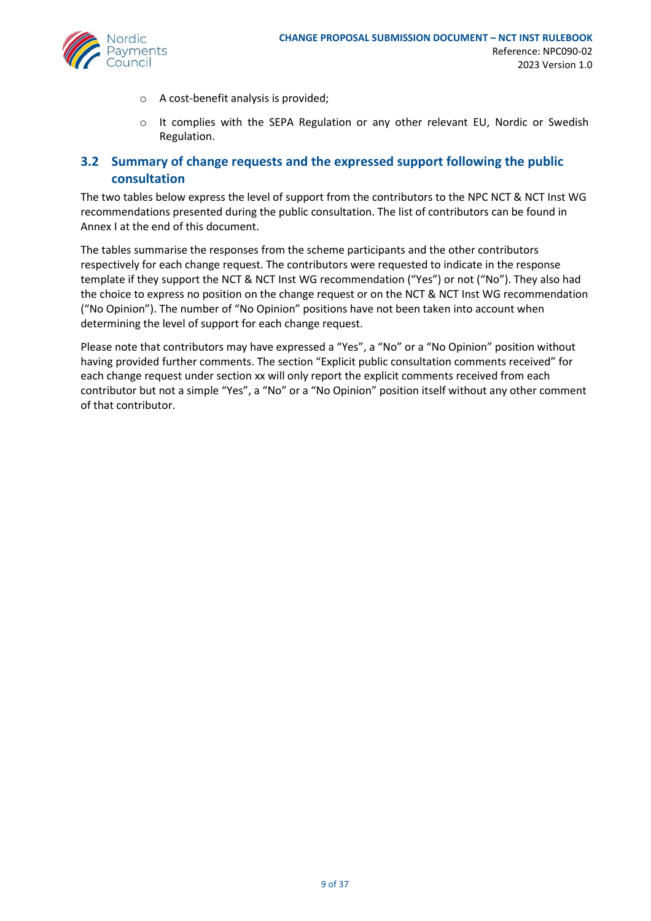- A cost-benefit analysis is provided;
- It complies with the SEPA Regulation or any other relevant EU, Nordic or Swedish Regulation.

## 3.2 Summary of change requests and the expressed support following the public consultation

The two tables below express the level of support from the contributors to the NPC NCT & NCT Inst WG recommendations presented during the public consultation. The list of contributors can be found in Annex I at the end of this document.

The tables summarise the responses from the scheme participants and the other contributors respectively for each change request. The contributors were requested to indicate in the response template if they support the NCT & NCT Inst WG recommendation ("Yes") or not ("No"). They also had the choice to express no position on the change request or on the NCT & NCT Inst WG recommendation ("No Opinion"). The number of "No Opinion" positions have not been taken into account when determining the level of support for each change request.

Please note that contributors may have expressed a "Yes", a "No" or a "No Opinion" position without having provided further comments. The section "Explicit public consultation comments received" for each change request under section xx will only report the explicit comments received from each contributor but not a simple "Yes", a "No" or a "No Opinion" position itself without any other comment of that contributor.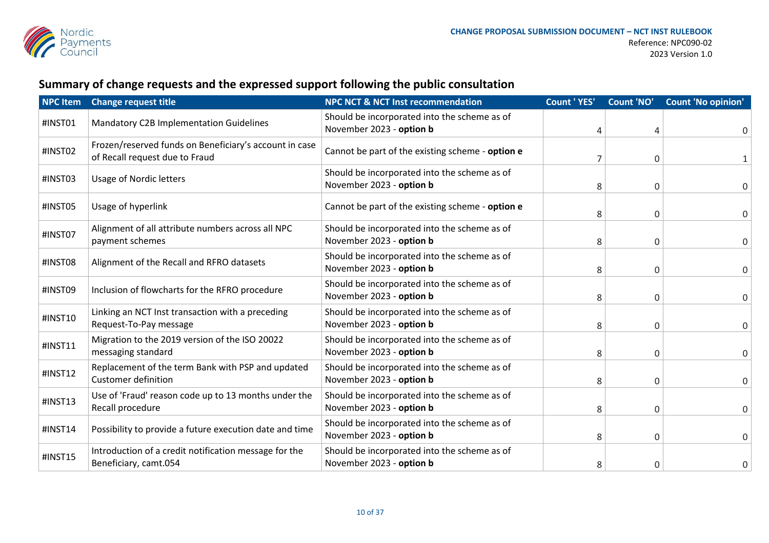## Summary of change requests and the expressed support following the public consultation

| NPC Item | Change request title | NPC NCT & NCT Inst recommendation | Count ' YES' | Count 'NO' | Count 'No opinion' |
|---|---|---|---|---|---|
| #INST01 | Mandatory C2B Implementation Guidelines | Should be incorporated into the scheme as of November 2023 - **option b** | 4 | 4 | 0 |
| #INST02 | Frozen/reserved funds on Beneficiary's account in case of Recall request due to Fraud | Cannot be part of the existing scheme - **option e** | 7 | 0 | 1 |
| #INST03 | Usage of Nordic letters | Should be incorporated into the scheme as of November 2023 - **option b** | 8 | 0 | 0 |
| #INST05 | Usage of hyperlink | Cannot be part of the existing scheme - **option e** | 8 | 0 | 0 |
| #INST07 | Alignment of all attribute numbers across all NPC payment schemes | Should be incorporated into the scheme as of November 2023 - **option b** | 8 | 0 | 0 |
| #INST08 | Alignment of the Recall and RFRO datasets | Should be incorporated into the scheme as of November 2023 - **option b** | 8 | 0 | 0 |
| #INST09 | Inclusion of flowcharts for the RFRO procedure | Should be incorporated into the scheme as of November 2023 - **option b** | 8 | 0 | 0 |
| #INST10 | Linking an NCT Inst transaction with a preceding Request-To-Pay message | Should be incorporated into the scheme as of November 2023 - **option b** | 8 | 0 | 0 |
| #INST11 | Migration to the 2019 version of the ISO 20022 messaging standard | Should be incorporated into the scheme as of November 2023 - **option b** | 8 | 0 | 0 |
| #INST12 | Replacement of the term Bank with PSP and updated Customer definition | Should be incorporated into the scheme as of November 2023 - **option b** | 8 | 0 | 0 |
| #INST13 | Use of 'Fraud' reason code up to 13 months under the Recall procedure | Should be incorporated into the scheme as of November 2023 - **option b** | 8 | 0 | 0 |
| #INST14 | Possibility to provide a future execution date and time | Should be incorporated into the scheme as of November 2023 - **option b** | 8 | 0 | 0 |
| #INST15 | Introduction of a credit notification message for the Beneficiary, camt.054 | Should be incorporated into the scheme as of November 2023 - **option b** | 8 | 0 | 0 |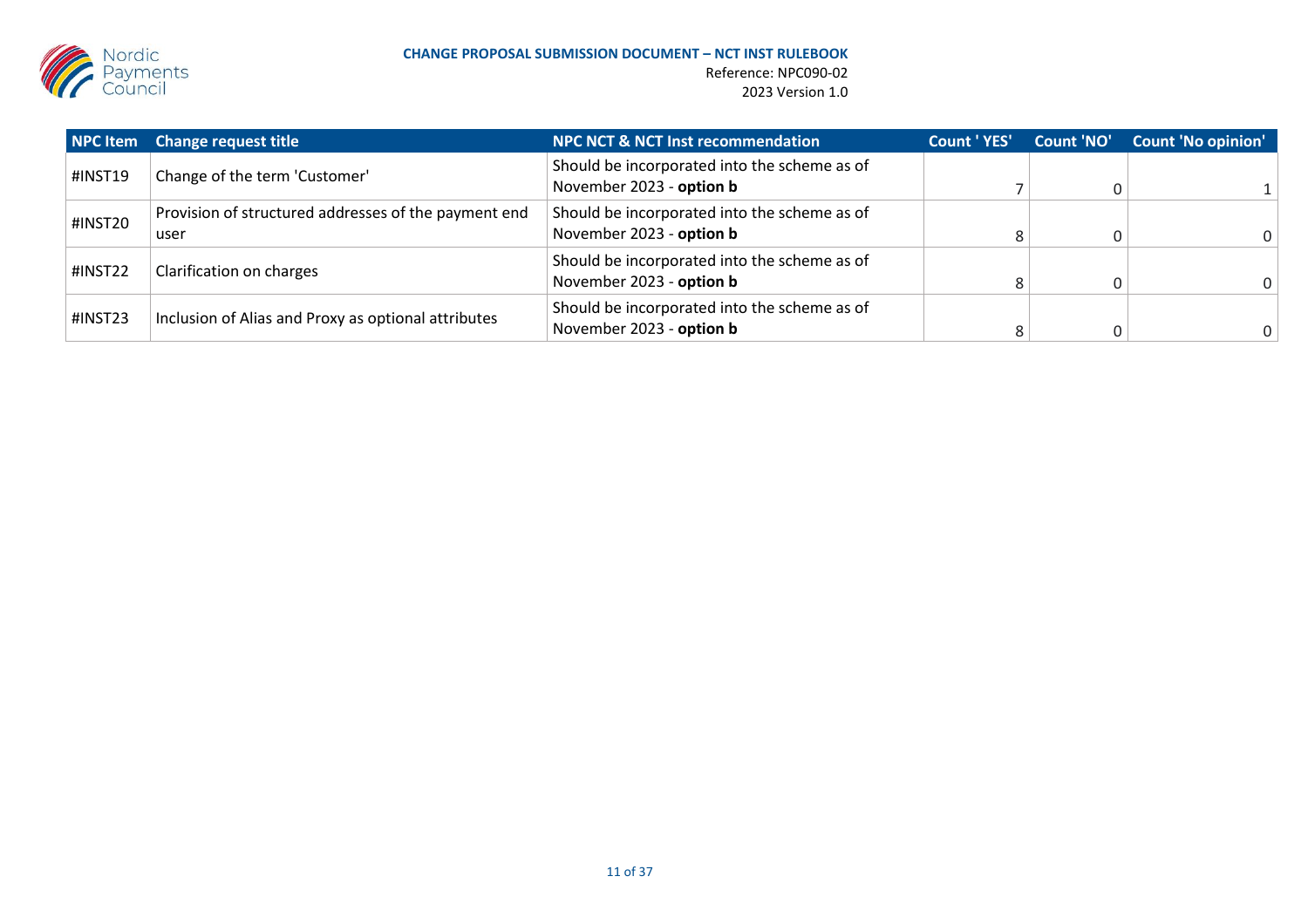| NPC Item | Change request title | NPC NCT & NCT Inst recommendation | Count ' YES' | Count 'NO' | Count 'No opinion' |
|---|---|---|---|---|---|
| #INST19 | Change of the term 'Customer' | Should be incorporated into the scheme as of November 2023 - **option b** | 7 | 0 | 1 |
| #INST20 | Provision of structured addresses of the payment end user | Should be incorporated into the scheme as of November 2023 - **option b** | 8 | 0 | 0 |
| #INST22 | Clarification on charges | Should be incorporated into the scheme as of November 2023 - **option b** | 8 | 0 | 0 |
| #INST23 | Inclusion of Alias and Proxy as optional attributes | Should be incorporated into the scheme as of November 2023 - **option b** | 8 | 0 | 0 |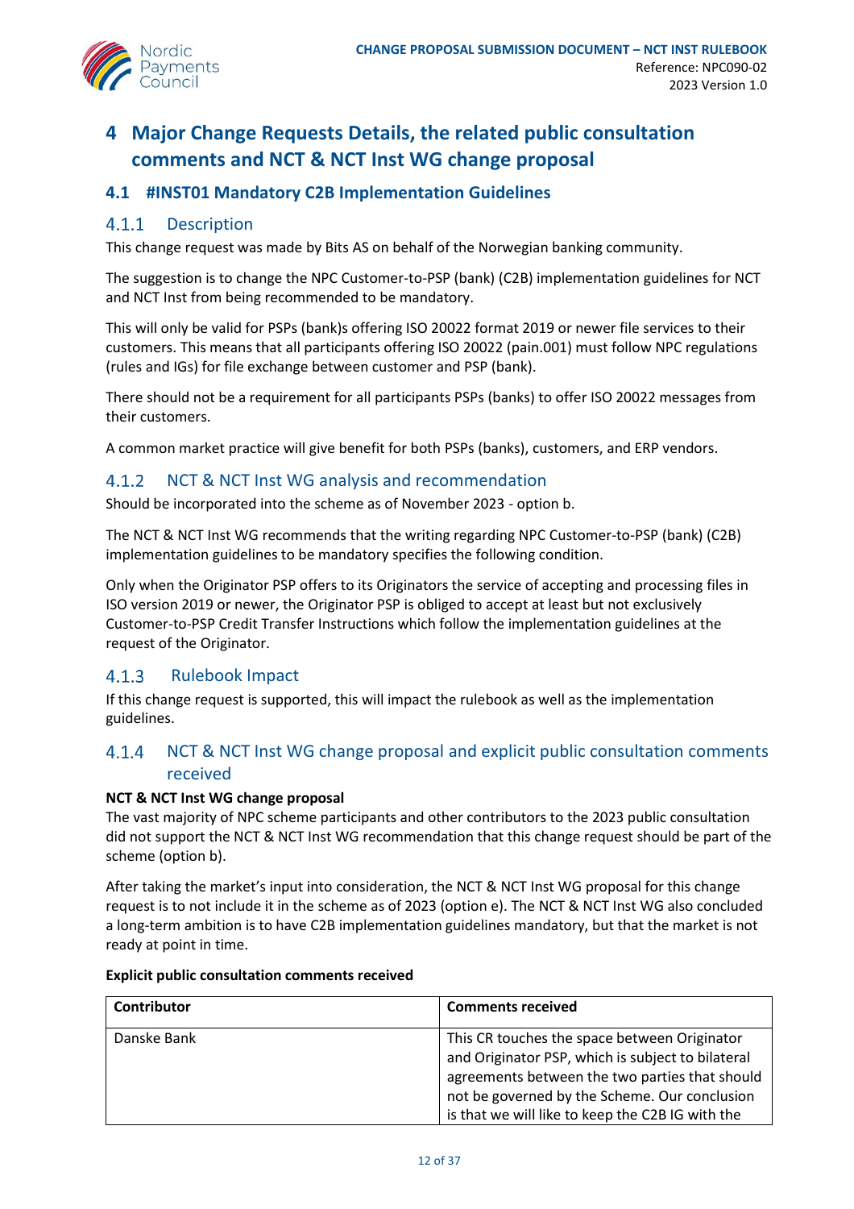# 4 Major Change Requests Details, the related public consultation comments and NCT & NCT Inst WG change proposal

## 4.1 #INST01 Mandatory C2B Implementation Guidelines

### 4.1.1 Description

This change request was made by Bits AS on behalf of the Norwegian banking community.

The suggestion is to change the NPC Customer-to-PSP (bank) (C2B) implementation guidelines for NCT and NCT Inst from being recommended to be mandatory.

This will only be valid for PSPs (bank)s offering ISO 20022 format 2019 or newer file services to their customers. This means that all participants offering ISO 20022 (pain.001) must follow NPC regulations (rules and IGs) for file exchange between customer and PSP (bank).

There should not be a requirement for all participants PSPs (banks) to offer ISO 20022 messages from their customers.

A common market practice will give benefit for both PSPs (banks), customers, and ERP vendors.

### 4.1.2 NCT & NCT Inst WG analysis and recommendation

Should be incorporated into the scheme as of November 2023 - option b.

The NCT & NCT Inst WG recommends that the writing regarding NPC Customer-to-PSP (bank) (C2B) implementation guidelines to be mandatory specifies the following condition.

Only when the Originator PSP offers to its Originators the service of accepting and processing files in ISO version 2019 or newer, the Originator PSP is obliged to accept at least but not exclusively Customer-to-PSP Credit Transfer Instructions which follow the implementation guidelines at the request of the Originator.

### 4.1.3 Rulebook Impact

If this change request is supported, this will impact the rulebook as well as the implementation guidelines.

### 4.1.4 NCT & NCT Inst WG change proposal and explicit public consultation comments received

**NCT & NCT Inst WG change proposal**

The vast majority of NPC scheme participants and other contributors to the 2023 public consultation did not support the NCT & NCT Inst WG recommendation that this change request should be part of the scheme (option b).

After taking the market's input into consideration, the NCT & NCT Inst WG proposal for this change request is to not include it in the scheme as of 2023 (option e). The NCT & NCT Inst WG also concluded a long-term ambition is to have C2B implementation guidelines mandatory, but that the market is not ready at point in time.

**Explicit public consultation comments received**

| Contributor | Comments received |
|---|---|
| Danske Bank | This CR touches the space between Originator and Originator PSP, which is subject to bilateral agreements between the two parties that should not be governed by the Scheme. Our conclusion is that we will like to keep the C2B IG with the |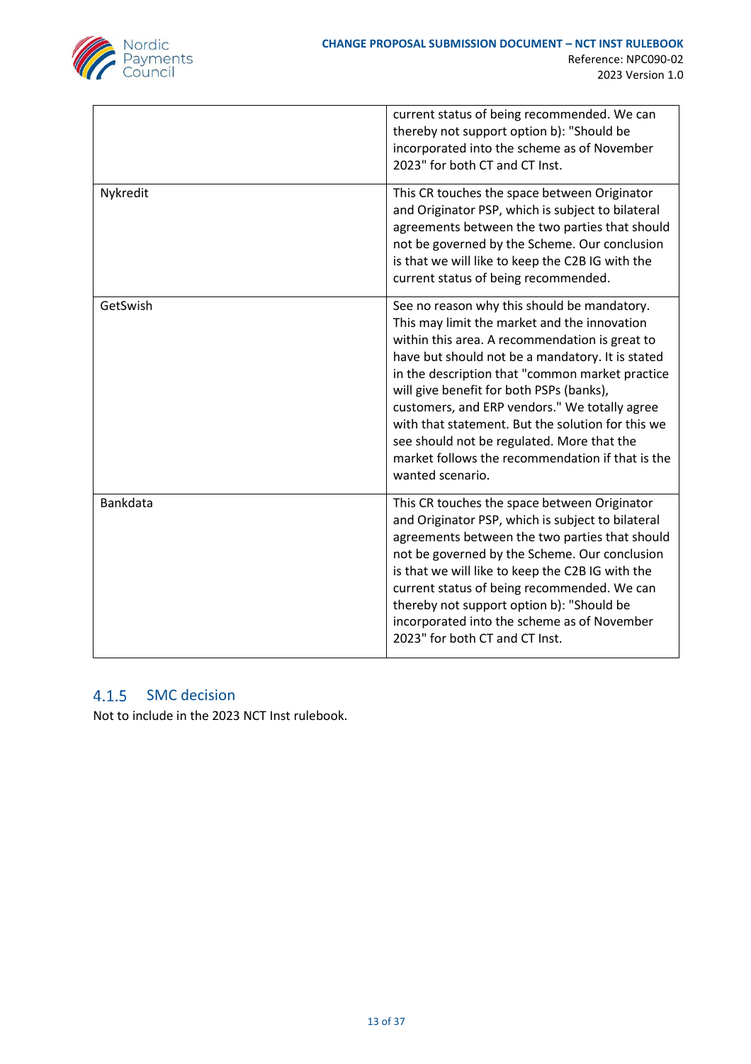| | |
|---|---|
| | current status of being recommended. We can thereby not support option b): "Should be incorporated into the scheme as of November 2023" for both CT and CT Inst. |
| Nykredit | This CR touches the space between Originator and Originator PSP, which is subject to bilateral agreements between the two parties that should not be governed by the Scheme. Our conclusion is that we will like to keep the C2B IG with the current status of being recommended. |
| GetSwish | See no reason why this should be mandatory. This may limit the market and the innovation within this area. A recommendation is great to have but should not be a mandatory. It is stated in the description that "common market practice will give benefit for both PSPs (banks), customers, and ERP vendors." We totally agree with that statement. But the solution for this we see should not be regulated. More that the market follows the recommendation if that is the wanted scenario. |
| Bankdata | This CR touches the space between Originator and Originator PSP, which is subject to bilateral agreements between the two parties that should not be governed by the Scheme. Our conclusion is that we will like to keep the C2B IG with the current status of being recommended. We can thereby not support option b): "Should be incorporated into the scheme as of November 2023" for both CT and CT Inst. |

### 4.1.5 SMC decision

Not to include in the 2023 NCT Inst rulebook.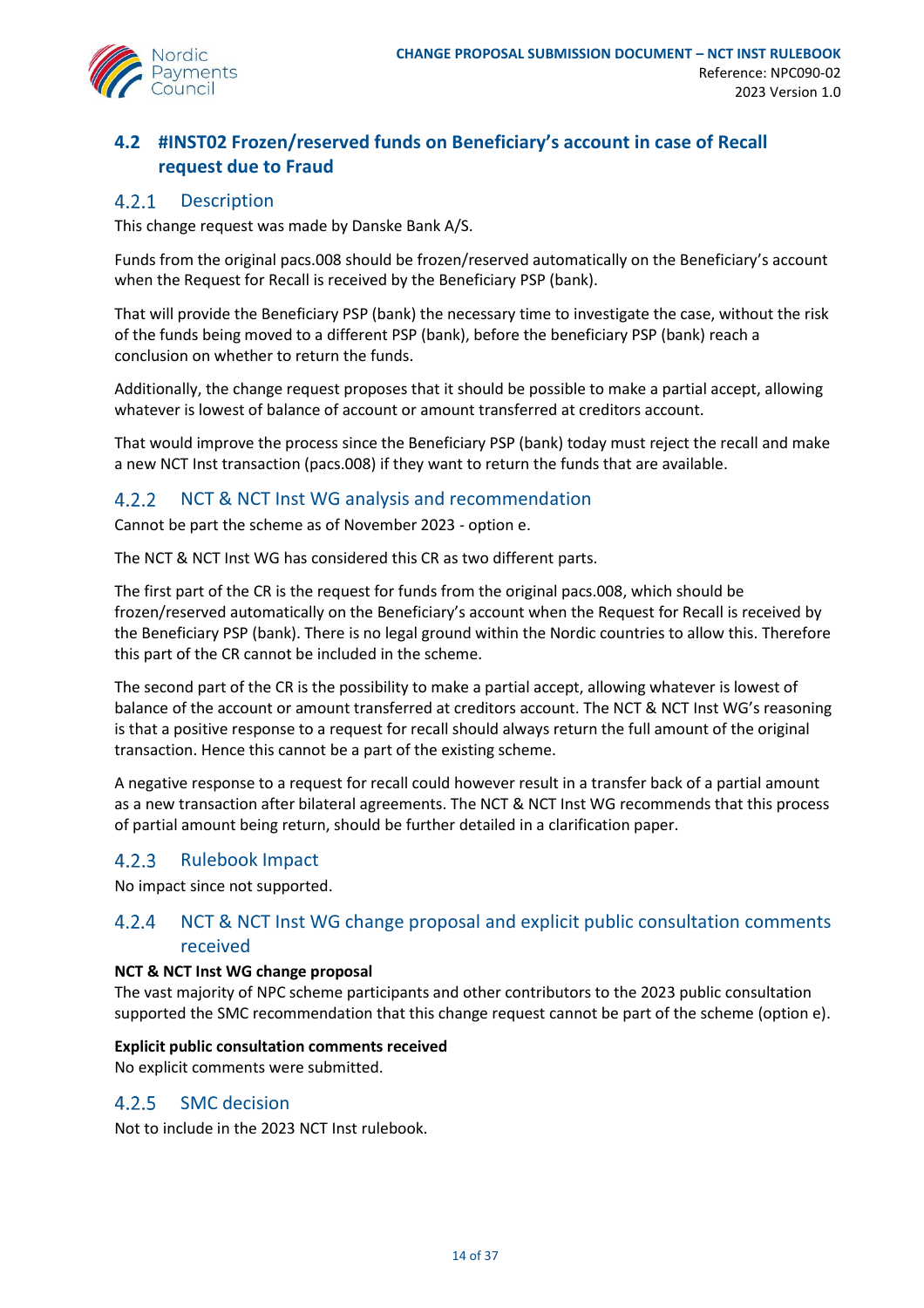## 4.2 #INST02 Frozen/reserved funds on Beneficiary's account in case of Recall request due to Fraud

### 4.2.1 Description

This change request was made by Danske Bank A/S.

Funds from the original pacs.008 should be frozen/reserved automatically on the Beneficiary's account when the Request for Recall is received by the Beneficiary PSP (bank).

That will provide the Beneficiary PSP (bank) the necessary time to investigate the case, without the risk of the funds being moved to a different PSP (bank), before the beneficiary PSP (bank) reach a conclusion on whether to return the funds.

Additionally, the change request proposes that it should be possible to make a partial accept, allowing whatever is lowest of balance of account or amount transferred at creditors account.

That would improve the process since the Beneficiary PSP (bank) today must reject the recall and make a new NCT Inst transaction (pacs.008) if they want to return the funds that are available.

### 4.2.2 NCT & NCT Inst WG analysis and recommendation

Cannot be part the scheme as of November 2023 - option e.

The NCT & NCT Inst WG has considered this CR as two different parts.

The first part of the CR is the request for funds from the original pacs.008, which should be frozen/reserved automatically on the Beneficiary's account when the Request for Recall is received by the Beneficiary PSP (bank). There is no legal ground within the Nordic countries to allow this. Therefore this part of the CR cannot be included in the scheme.

The second part of the CR is the possibility to make a partial accept, allowing whatever is lowest of balance of the account or amount transferred at creditors account. The NCT & NCT Inst WG's reasoning is that a positive response to a request for recall should always return the full amount of the original transaction. Hence this cannot be a part of the existing scheme.

A negative response to a request for recall could however result in a transfer back of a partial amount as a new transaction after bilateral agreements. The NCT & NCT Inst WG recommends that this process of partial amount being return, should be further detailed in a clarification paper.

### 4.2.3 Rulebook Impact

No impact since not supported.

### 4.2.4 NCT & NCT Inst WG change proposal and explicit public consultation comments received

**NCT & NCT Inst WG change proposal**

The vast majority of NPC scheme participants and other contributors to the 2023 public consultation supported the SMC recommendation that this change request cannot be part of the scheme (option e).

**Explicit public consultation comments received**

No explicit comments were submitted.

### 4.2.5 SMC decision

Not to include in the 2023 NCT Inst rulebook.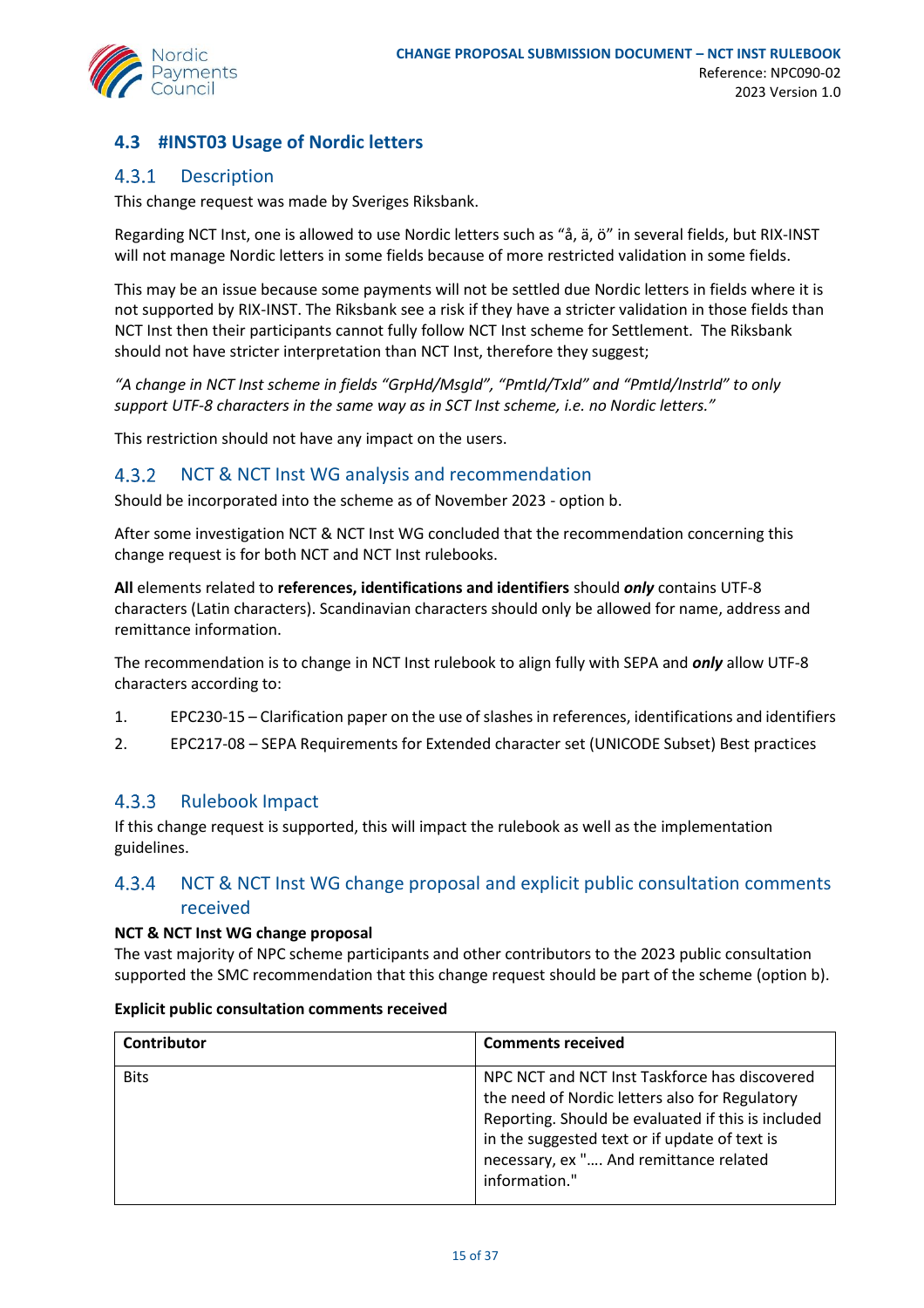## 4.3 #INST03 Usage of Nordic letters

### 4.3.1 Description

This change request was made by Sveriges Riksbank.

Regarding NCT Inst, one is allowed to use Nordic letters such as "å, ä, ö" in several fields, but RIX-INST will not manage Nordic letters in some fields because of more restricted validation in some fields.

This may be an issue because some payments will not be settled due Nordic letters in fields where it is not supported by RIX-INST. The Riksbank see a risk if they have a stricter validation in those fields than NCT Inst then their participants cannot fully follow NCT Inst scheme for Settlement. The Riksbank should not have stricter interpretation than NCT Inst, therefore they suggest;

*"A change in NCT Inst scheme in fields "GrpHd/MsgId", "PmtId/TxId" and "PmtId/InstrId" to only support UTF-8 characters in the same way as in SCT Inst scheme, i.e. no Nordic letters."*

This restriction should not have any impact on the users.

### 4.3.2 NCT & NCT Inst WG analysis and recommendation

Should be incorporated into the scheme as of November 2023 - option b.

After some investigation NCT & NCT Inst WG concluded that the recommendation concerning this change request is for both NCT and NCT Inst rulebooks.

**All** elements related to **references, identifications and identifiers** should ***only*** contains UTF-8 characters (Latin characters). Scandinavian characters should only be allowed for name, address and remittance information.

The recommendation is to change in NCT Inst rulebook to align fully with SEPA and ***only*** allow UTF-8 characters according to:

1. EPC230-15 – Clarification paper on the use of slashes in references, identifications and identifiers
2. EPC217-08 – SEPA Requirements for Extended character set (UNICODE Subset) Best practices

### 4.3.3 Rulebook Impact

If this change request is supported, this will impact the rulebook as well as the implementation guidelines.

### 4.3.4 NCT & NCT Inst WG change proposal and explicit public consultation comments received

**NCT & NCT Inst WG change proposal**

The vast majority of NPC scheme participants and other contributors to the 2023 public consultation supported the SMC recommendation that this change request should be part of the scheme (option b).

**Explicit public consultation comments received**

| Contributor | Comments received |
|---|---|
| Bits | NPC NCT and NCT Inst Taskforce has discovered the need of Nordic letters also for Regulatory Reporting. Should be evaluated if this is included in the suggested text or if update of text is necessary, ex ".... And remittance related information." |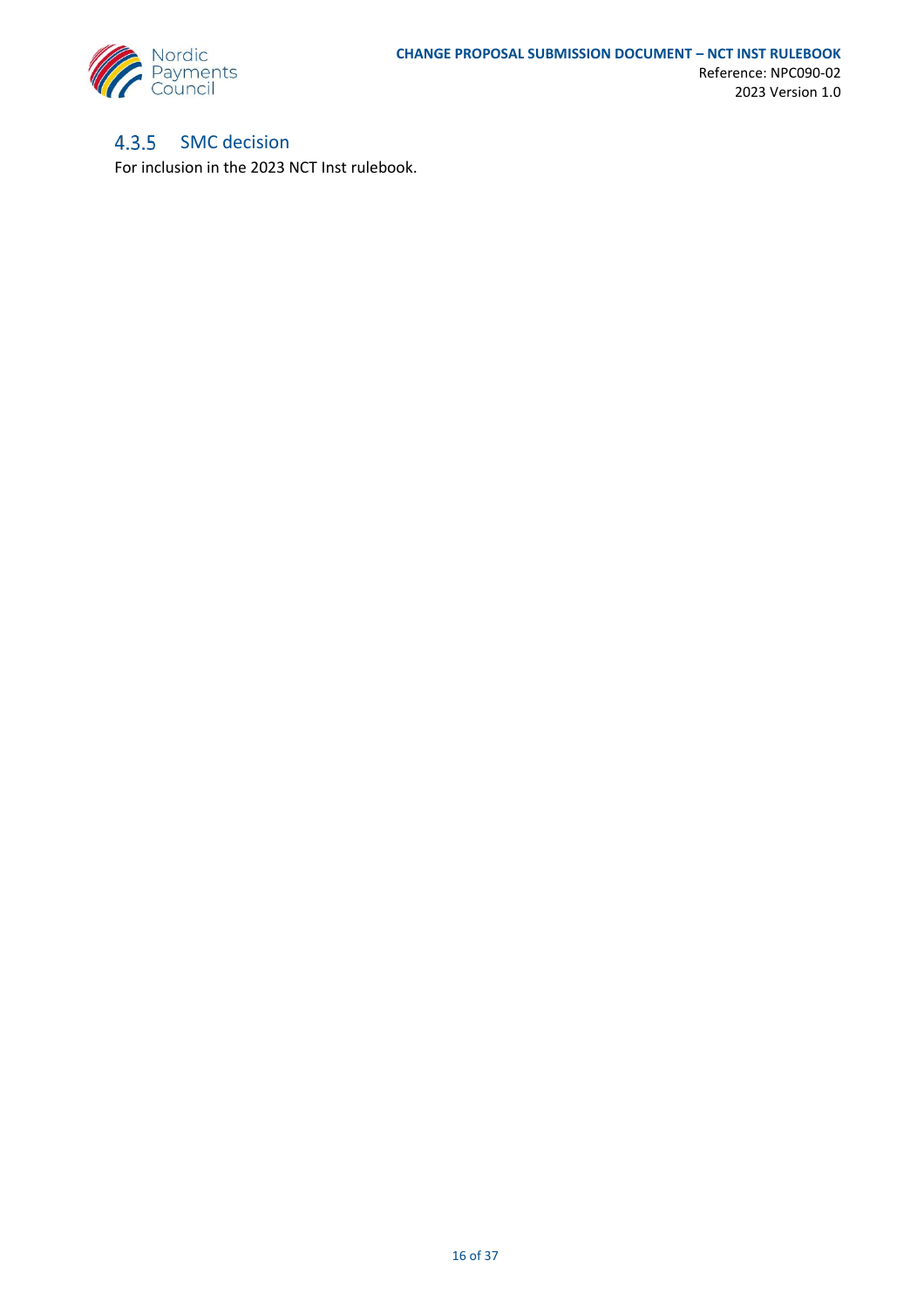### 4.3.5 SMC decision

For inclusion in the 2023 NCT Inst rulebook.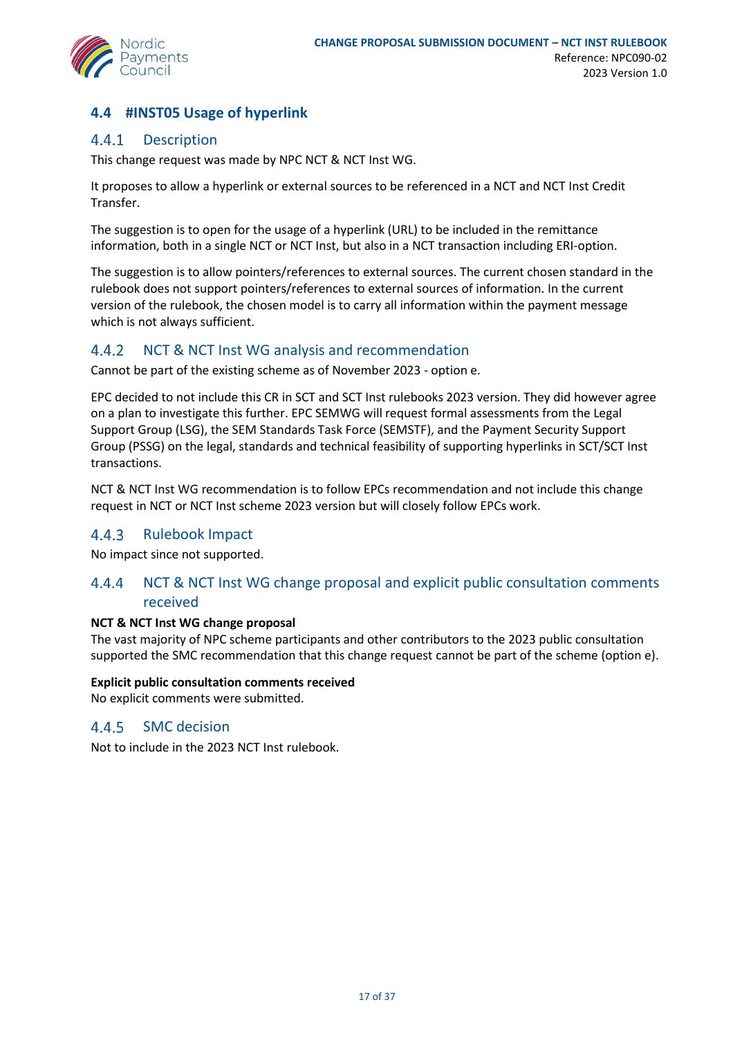## 4.4 #INST05 Usage of hyperlink

### 4.4.1 Description

This change request was made by NPC NCT & NCT Inst WG.

It proposes to allow a hyperlink or external sources to be referenced in a NCT and NCT Inst Credit Transfer.

The suggestion is to open for the usage of a hyperlink (URL) to be included in the remittance information, both in a single NCT or NCT Inst, but also in a NCT transaction including ERI-option.

The suggestion is to allow pointers/references to external sources. The current chosen standard in the rulebook does not support pointers/references to external sources of information. In the current version of the rulebook, the chosen model is to carry all information within the payment message which is not always sufficient.

### 4.4.2 NCT & NCT Inst WG analysis and recommendation

Cannot be part of the existing scheme as of November 2023 - option e.

EPC decided to not include this CR in SCT and SCT Inst rulebooks 2023 version. They did however agree on a plan to investigate this further. EPC SEMWG will request formal assessments from the Legal Support Group (LSG), the SEM Standards Task Force (SEMSTF), and the Payment Security Support Group (PSSG) on the legal, standards and technical feasibility of supporting hyperlinks in SCT/SCT Inst transactions.

NCT & NCT Inst WG recommendation is to follow EPCs recommendation and not include this change request in NCT or NCT Inst scheme 2023 version but will closely follow EPCs work.

### 4.4.3 Rulebook Impact

No impact since not supported.

### 4.4.4 NCT & NCT Inst WG change proposal and explicit public consultation comments received

**NCT & NCT Inst WG change proposal**
The vast majority of NPC scheme participants and other contributors to the 2023 public consultation supported the SMC recommendation that this change request cannot be part of the scheme (option e).

**Explicit public consultation comments received**
No explicit comments were submitted.

### 4.4.5 SMC decision

Not to include in the 2023 NCT Inst rulebook.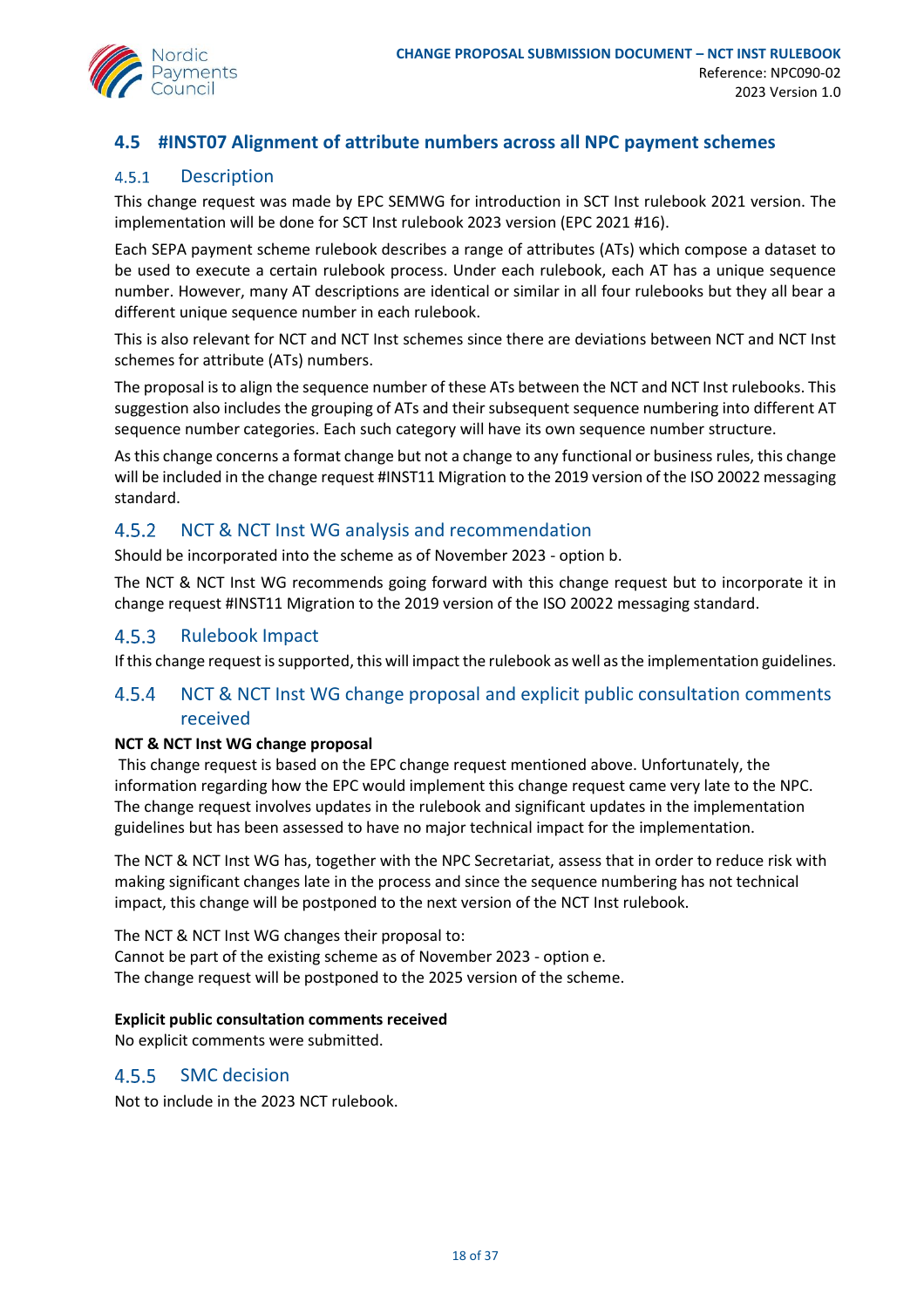## 4.5 #INST07 Alignment of attribute numbers across all NPC payment schemes

### 4.5.1 Description

This change request was made by EPC SEMWG for introduction in SCT Inst rulebook 2021 version. The implementation will be done for SCT Inst rulebook 2023 version (EPC 2021 #16).

Each SEPA payment scheme rulebook describes a range of attributes (ATs) which compose a dataset to be used to execute a certain rulebook process. Under each rulebook, each AT has a unique sequence number. However, many AT descriptions are identical or similar in all four rulebooks but they all bear a different unique sequence number in each rulebook.

This is also relevant for NCT and NCT Inst schemes since there are deviations between NCT and NCT Inst schemes for attribute (ATs) numbers.

The proposal is to align the sequence number of these ATs between the NCT and NCT Inst rulebooks. This suggestion also includes the grouping of ATs and their subsequent sequence numbering into different AT sequence number categories. Each such category will have its own sequence number structure.

As this change concerns a format change but not a change to any functional or business rules, this change will be included in the change request #INST11 Migration to the 2019 version of the ISO 20022 messaging standard.

### 4.5.2 NCT & NCT Inst WG analysis and recommendation

Should be incorporated into the scheme as of November 2023 - option b.

The NCT & NCT Inst WG recommends going forward with this change request but to incorporate it in change request #INST11 Migration to the 2019 version of the ISO 20022 messaging standard.

### 4.5.3 Rulebook Impact

If this change request is supported, this will impact the rulebook as well as the implementation guidelines.

### 4.5.4 NCT & NCT Inst WG change proposal and explicit public consultation comments received

**NCT & NCT Inst WG change proposal**

This change request is based on the EPC change request mentioned above. Unfortunately, the information regarding how the EPC would implement this change request came very late to the NPC. The change request involves updates in the rulebook and significant updates in the implementation guidelines but has been assessed to have no major technical impact for the implementation.

The NCT & NCT Inst WG has, together with the NPC Secretariat, assess that in order to reduce risk with making significant changes late in the process and since the sequence numbering has not technical impact, this change will be postponed to the next version of the NCT Inst rulebook.

The NCT & NCT Inst WG changes their proposal to:
Cannot be part of the existing scheme as of November 2023 - option e.
The change request will be postponed to the 2025 version of the scheme.

**Explicit public consultation comments received**

No explicit comments were submitted.

### 4.5.5 SMC decision

Not to include in the 2023 NCT rulebook.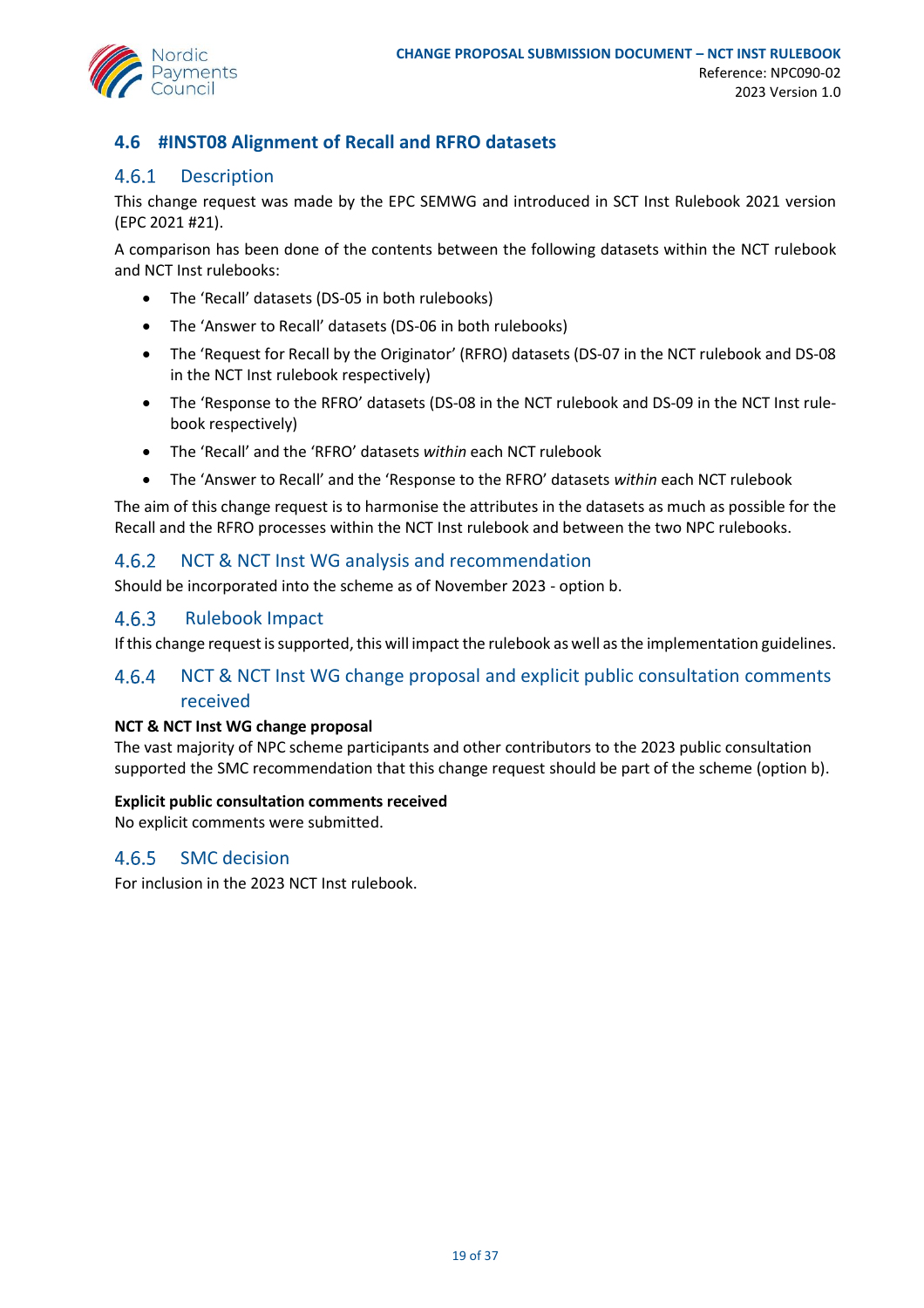## 4.6 #INST08 Alignment of Recall and RFRO datasets

### 4.6.1 Description

This change request was made by the EPC SEMWG and introduced in SCT Inst Rulebook 2021 version (EPC 2021 #21).

A comparison has been done of the contents between the following datasets within the NCT rulebook and NCT Inst rulebooks:

- The 'Recall' datasets (DS-05 in both rulebooks)
- The 'Answer to Recall' datasets (DS-06 in both rulebooks)
- The 'Request for Recall by the Originator' (RFRO) datasets (DS-07 in the NCT rulebook and DS-08 in the NCT Inst rulebook respectively)
- The 'Response to the RFRO' datasets (DS-08 in the NCT rulebook and DS-09 in the NCT Inst rule-book respectively)
- The 'Recall' and the 'RFRO' datasets *within* each NCT rulebook
- The 'Answer to Recall' and the 'Response to the RFRO' datasets *within* each NCT rulebook

The aim of this change request is to harmonise the attributes in the datasets as much as possible for the Recall and the RFRO processes within the NCT Inst rulebook and between the two NPC rulebooks.

### 4.6.2 NCT & NCT Inst WG analysis and recommendation

Should be incorporated into the scheme as of November 2023 - option b.

### 4.6.3 Rulebook Impact

If this change request is supported, this will impact the rulebook as well as the implementation guidelines.

### 4.6.4 NCT & NCT Inst WG change proposal and explicit public consultation comments received

**NCT & NCT Inst WG change proposal**

The vast majority of NPC scheme participants and other contributors to the 2023 public consultation supported the SMC recommendation that this change request should be part of the scheme (option b).

**Explicit public consultation comments received**

No explicit comments were submitted.

### 4.6.5 SMC decision

For inclusion in the 2023 NCT Inst rulebook.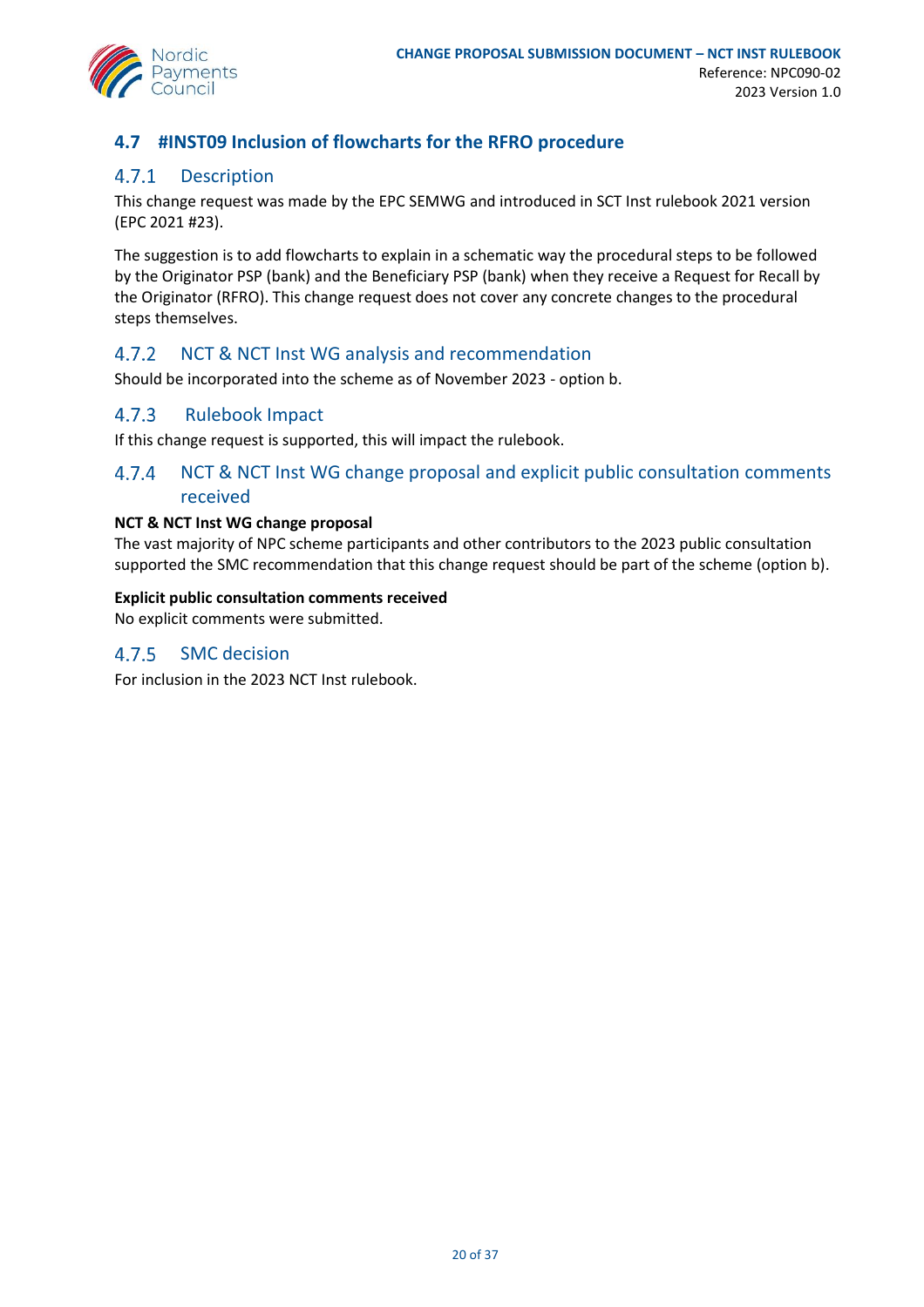## 4.7 #INST09 Inclusion of flowcharts for the RFRO procedure

### 4.7.1 Description

This change request was made by the EPC SEMWG and introduced in SCT Inst rulebook 2021 version (EPC 2021 #23).

The suggestion is to add flowcharts to explain in a schematic way the procedural steps to be followed by the Originator PSP (bank) and the Beneficiary PSP (bank) when they receive a Request for Recall by the Originator (RFRO). This change request does not cover any concrete changes to the procedural steps themselves.

### 4.7.2 NCT & NCT Inst WG analysis and recommendation

Should be incorporated into the scheme as of November 2023 - option b.

### 4.7.3 Rulebook Impact

If this change request is supported, this will impact the rulebook.

### 4.7.4 NCT & NCT Inst WG change proposal and explicit public consultation comments received

**NCT & NCT Inst WG change proposal**

The vast majority of NPC scheme participants and other contributors to the 2023 public consultation supported the SMC recommendation that this change request should be part of the scheme (option b).

**Explicit public consultation comments received**

No explicit comments were submitted.

### 4.7.5 SMC decision

For inclusion in the 2023 NCT Inst rulebook.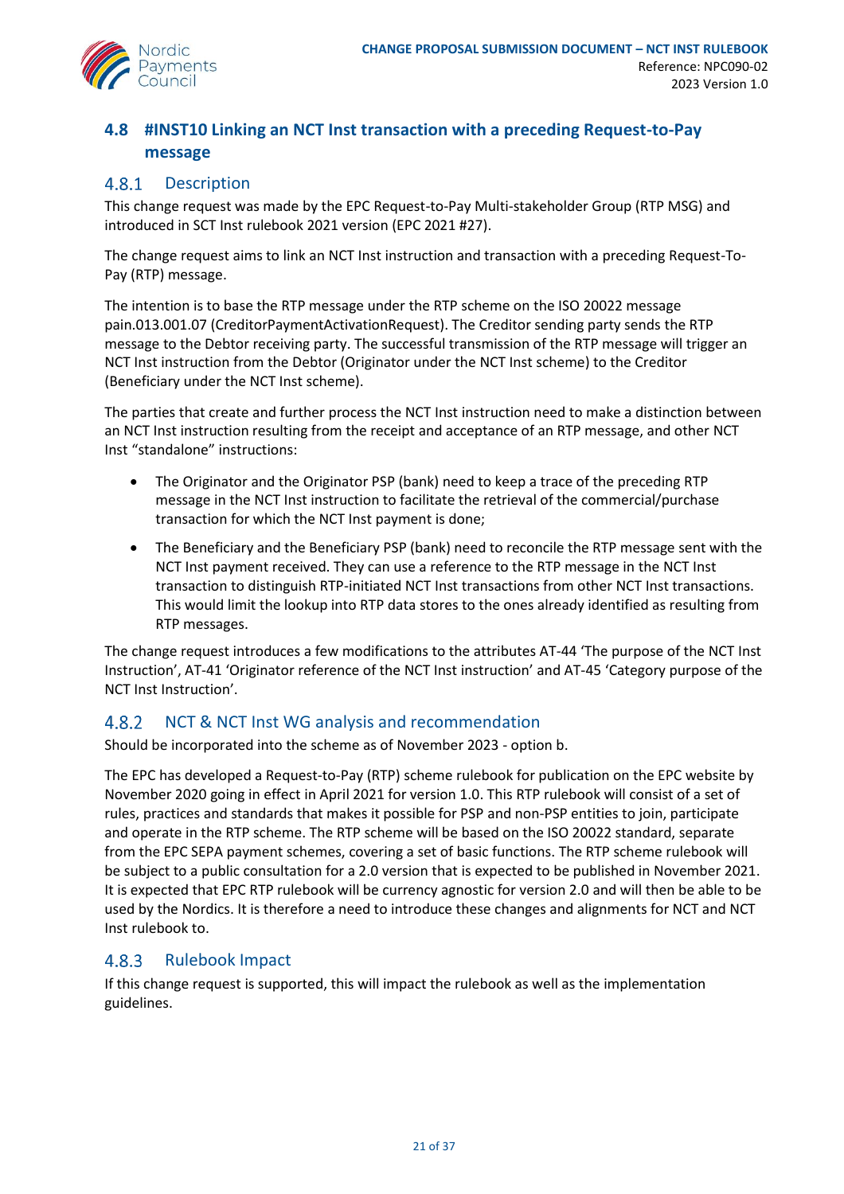## 4.8 #INST10 Linking an NCT Inst transaction with a preceding Request-to-Pay message

### 4.8.1 Description

This change request was made by the EPC Request-to-Pay Multi-stakeholder Group (RTP MSG) and introduced in SCT Inst rulebook 2021 version (EPC 2021 #27).

The change request aims to link an NCT Inst instruction and transaction with a preceding Request-To-Pay (RTP) message.

The intention is to base the RTP message under the RTP scheme on the ISO 20022 message pain.013.001.07 (CreditorPaymentActivationRequest). The Creditor sending party sends the RTP message to the Debtor receiving party. The successful transmission of the RTP message will trigger an NCT Inst instruction from the Debtor (Originator under the NCT Inst scheme) to the Creditor (Beneficiary under the NCT Inst scheme).

The parties that create and further process the NCT Inst instruction need to make a distinction between an NCT Inst instruction resulting from the receipt and acceptance of an RTP message, and other NCT Inst "standalone" instructions:

- The Originator and the Originator PSP (bank) need to keep a trace of the preceding RTP message in the NCT Inst instruction to facilitate the retrieval of the commercial/purchase transaction for which the NCT Inst payment is done;
- The Beneficiary and the Beneficiary PSP (bank) need to reconcile the RTP message sent with the NCT Inst payment received. They can use a reference to the RTP message in the NCT Inst transaction to distinguish RTP-initiated NCT Inst transactions from other NCT Inst transactions. This would limit the lookup into RTP data stores to the ones already identified as resulting from RTP messages.

The change request introduces a few modifications to the attributes AT-44 'The purpose of the NCT Inst Instruction', AT-41 'Originator reference of the NCT Inst instruction' and AT-45 'Category purpose of the NCT Inst Instruction'.

### 4.8.2 NCT & NCT Inst WG analysis and recommendation

Should be incorporated into the scheme as of November 2023 - option b.

The EPC has developed a Request-to-Pay (RTP) scheme rulebook for publication on the EPC website by November 2020 going in effect in April 2021 for version 1.0. This RTP rulebook will consist of a set of rules, practices and standards that makes it possible for PSP and non-PSP entities to join, participate and operate in the RTP scheme. The RTP scheme will be based on the ISO 20022 standard, separate from the EPC SEPA payment schemes, covering a set of basic functions. The RTP scheme rulebook will be subject to a public consultation for a 2.0 version that is expected to be published in November 2021. It is expected that EPC RTP rulebook will be currency agnostic for version 2.0 and will then be able to be used by the Nordics. It is therefore a need to introduce these changes and alignments for NCT and NCT Inst rulebook to.

### 4.8.3 Rulebook Impact

If this change request is supported, this will impact the rulebook as well as the implementation guidelines.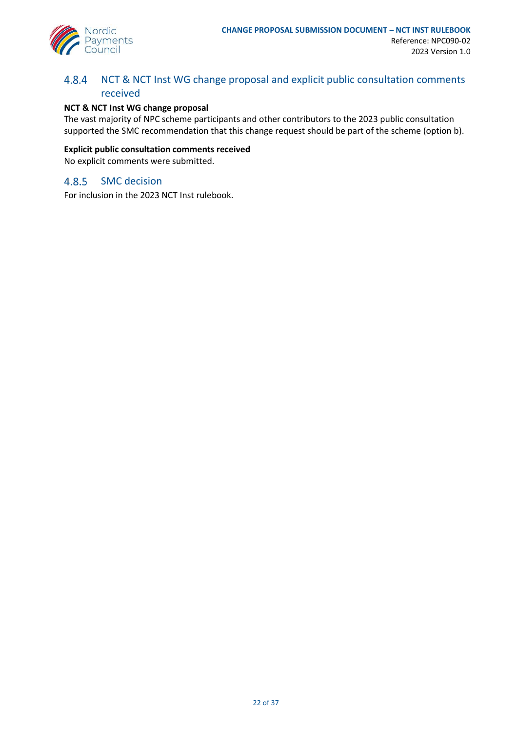### 4.8.4 NCT & NCT Inst WG change proposal and explicit public consultation comments received

**NCT & NCT Inst WG change proposal**

The vast majority of NPC scheme participants and other contributors to the 2023 public consultation supported the SMC recommendation that this change request should be part of the scheme (option b).

**Explicit public consultation comments received**

No explicit comments were submitted.

### 4.8.5 SMC decision

For inclusion in the 2023 NCT Inst rulebook.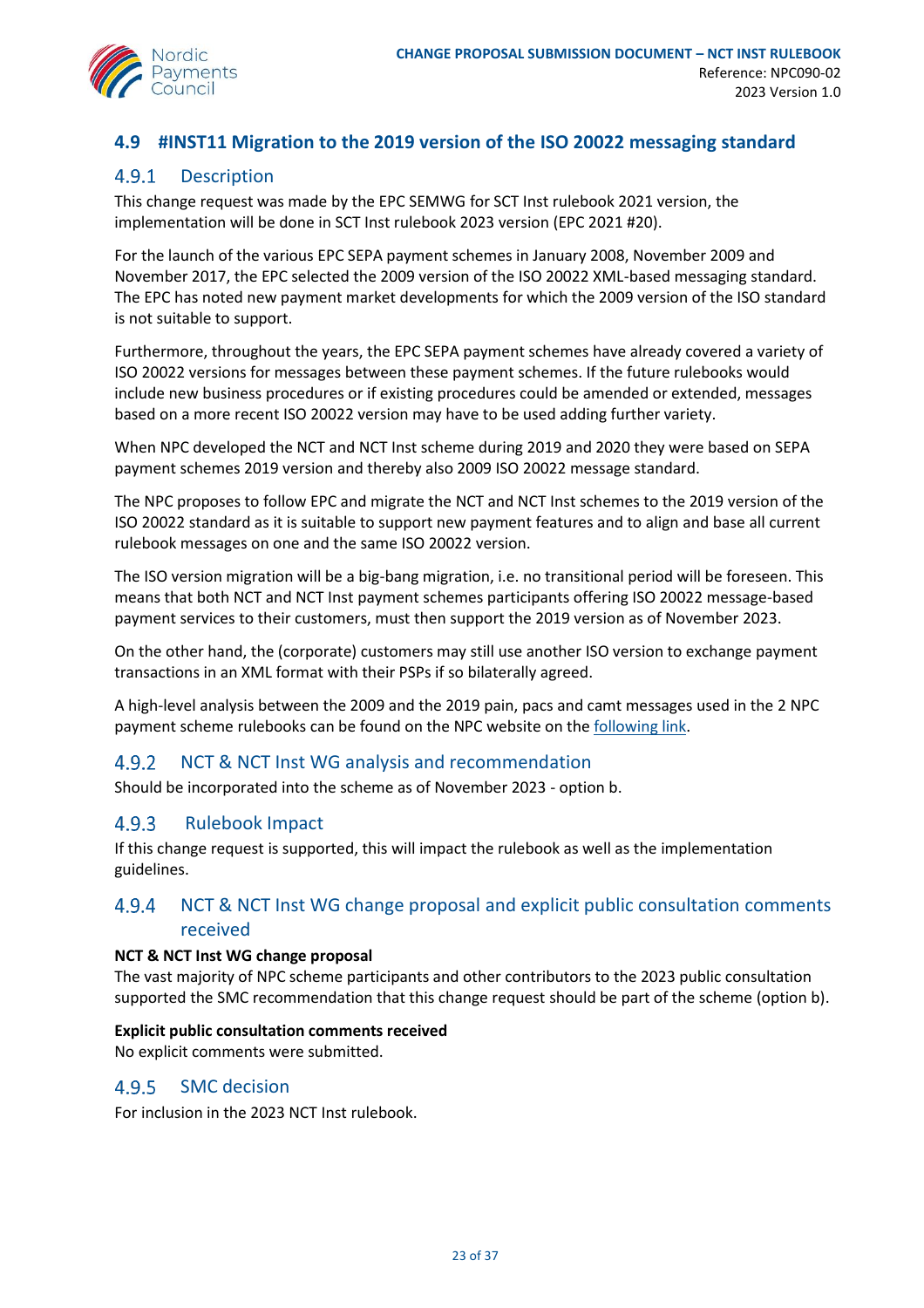## 4.9 #INST11 Migration to the 2019 version of the ISO 20022 messaging standard

### 4.9.1 Description

This change request was made by the EPC SEMWG for SCT Inst rulebook 2021 version, the implementation will be done in SCT Inst rulebook 2023 version (EPC 2021 #20).

For the launch of the various EPC SEPA payment schemes in January 2008, November 2009 and November 2017, the EPC selected the 2009 version of the ISO 20022 XML-based messaging standard. The EPC has noted new payment market developments for which the 2009 version of the ISO standard is not suitable to support.

Furthermore, throughout the years, the EPC SEPA payment schemes have already covered a variety of ISO 20022 versions for messages between these payment schemes. If the future rulebooks would include new business procedures or if existing procedures could be amended or extended, messages based on a more recent ISO 20022 version may have to be used adding further variety.

When NPC developed the NCT and NCT Inst scheme during 2019 and 2020 they were based on SEPA payment schemes 2019 version and thereby also 2009 ISO 20022 message standard.

The NPC proposes to follow EPC and migrate the NCT and NCT Inst schemes to the 2019 version of the ISO 20022 standard as it is suitable to support new payment features and to align and base all current rulebook messages on one and the same ISO 20022 version.

The ISO version migration will be a big-bang migration, i.e. no transitional period will be foreseen. This means that both NCT and NCT Inst payment schemes participants offering ISO 20022 message-based payment services to their customers, must then support the 2019 version as of November 2023.

On the other hand, the (corporate) customers may still use another ISO version to exchange payment transactions in an XML format with their PSPs if so bilaterally agreed.

A high-level analysis between the 2009 and the 2019 pain, pacs and camt messages used in the 2 NPC payment scheme rulebooks can be found on the NPC website on the following link.

### 4.9.2 NCT & NCT Inst WG analysis and recommendation

Should be incorporated into the scheme as of November 2023 - option b.

### 4.9.3 Rulebook Impact

If this change request is supported, this will impact the rulebook as well as the implementation guidelines.

### 4.9.4 NCT & NCT Inst WG change proposal and explicit public consultation comments received

**NCT & NCT Inst WG change proposal**

The vast majority of NPC scheme participants and other contributors to the 2023 public consultation supported the SMC recommendation that this change request should be part of the scheme (option b).

**Explicit public consultation comments received**

No explicit comments were submitted.

### 4.9.5 SMC decision

For inclusion in the 2023 NCT Inst rulebook.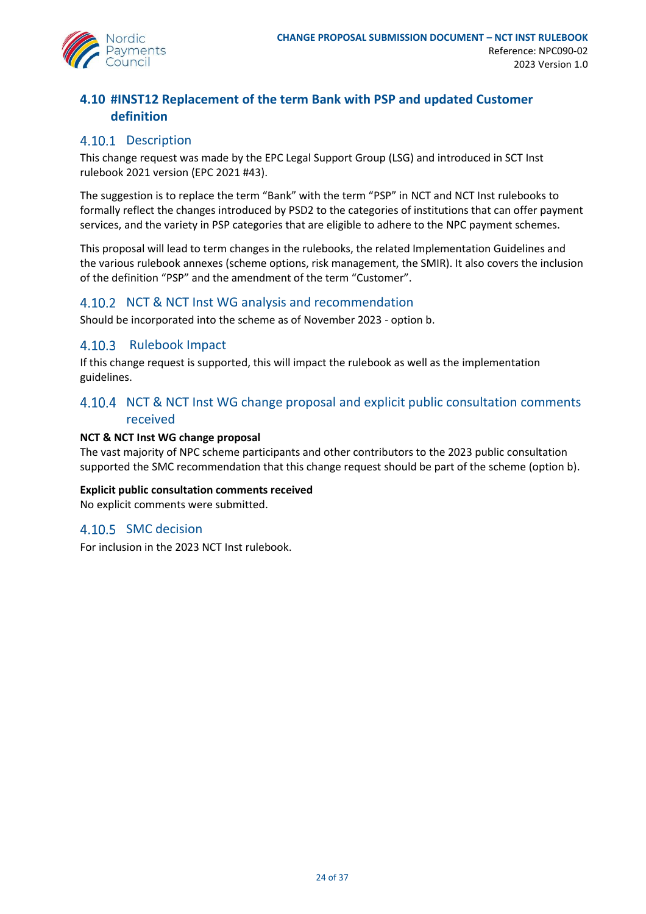## 4.10 #INST12 Replacement of the term Bank with PSP and updated Customer definition

### 4.10.1 Description

This change request was made by the EPC Legal Support Group (LSG) and introduced in SCT Inst rulebook 2021 version (EPC 2021 #43).

The suggestion is to replace the term "Bank" with the term "PSP" in NCT and NCT Inst rulebooks to formally reflect the changes introduced by PSD2 to the categories of institutions that can offer payment services, and the variety in PSP categories that are eligible to adhere to the NPC payment schemes.

This proposal will lead to term changes in the rulebooks, the related Implementation Guidelines and the various rulebook annexes (scheme options, risk management, the SMIR). It also covers the inclusion of the definition "PSP" and the amendment of the term "Customer".

### 4.10.2 NCT & NCT Inst WG analysis and recommendation

Should be incorporated into the scheme as of November 2023 - option b.

### 4.10.3 Rulebook Impact

If this change request is supported, this will impact the rulebook as well as the implementation guidelines.

### 4.10.4 NCT & NCT Inst WG change proposal and explicit public consultation comments received

**NCT & NCT Inst WG change proposal**

The vast majority of NPC scheme participants and other contributors to the 2023 public consultation supported the SMC recommendation that this change request should be part of the scheme (option b).

**Explicit public consultation comments received**

No explicit comments were submitted.

### 4.10.5 SMC decision

For inclusion in the 2023 NCT Inst rulebook.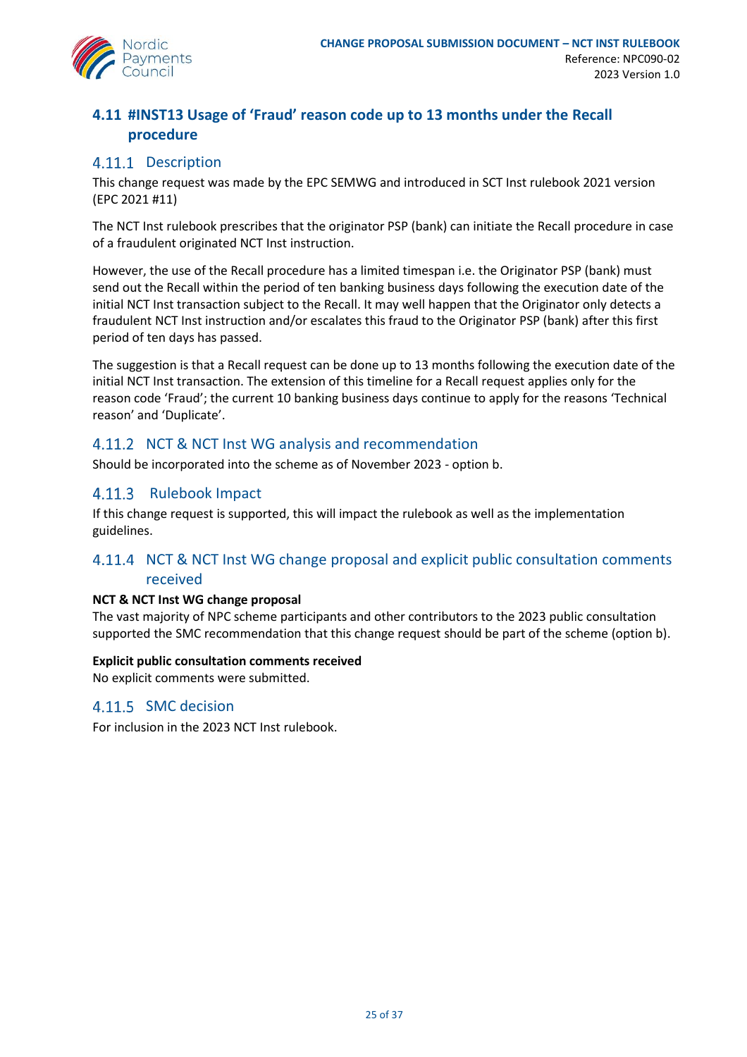## 4.11 #INST13 Usage of 'Fraud' reason code up to 13 months under the Recall procedure

### 4.11.1 Description

This change request was made by the EPC SEMWG and introduced in SCT Inst rulebook 2021 version (EPC 2021 #11)

The NCT Inst rulebook prescribes that the originator PSP (bank) can initiate the Recall procedure in case of a fraudulent originated NCT Inst instruction.

However, the use of the Recall procedure has a limited timespan i.e. the Originator PSP (bank) must send out the Recall within the period of ten banking business days following the execution date of the initial NCT Inst transaction subject to the Recall. It may well happen that the Originator only detects a fraudulent NCT Inst instruction and/or escalates this fraud to the Originator PSP (bank) after this first period of ten days has passed.

The suggestion is that a Recall request can be done up to 13 months following the execution date of the initial NCT Inst transaction. The extension of this timeline for a Recall request applies only for the reason code 'Fraud'; the current 10 banking business days continue to apply for the reasons 'Technical reason' and 'Duplicate'.

### 4.11.2 NCT & NCT Inst WG analysis and recommendation

Should be incorporated into the scheme as of November 2023 - option b.

### 4.11.3 Rulebook Impact

If this change request is supported, this will impact the rulebook as well as the implementation guidelines.

### 4.11.4 NCT & NCT Inst WG change proposal and explicit public consultation comments received

**NCT & NCT Inst WG change proposal**

The vast majority of NPC scheme participants and other contributors to the 2023 public consultation supported the SMC recommendation that this change request should be part of the scheme (option b).

**Explicit public consultation comments received**

No explicit comments were submitted.

### 4.11.5 SMC decision

For inclusion in the 2023 NCT Inst rulebook.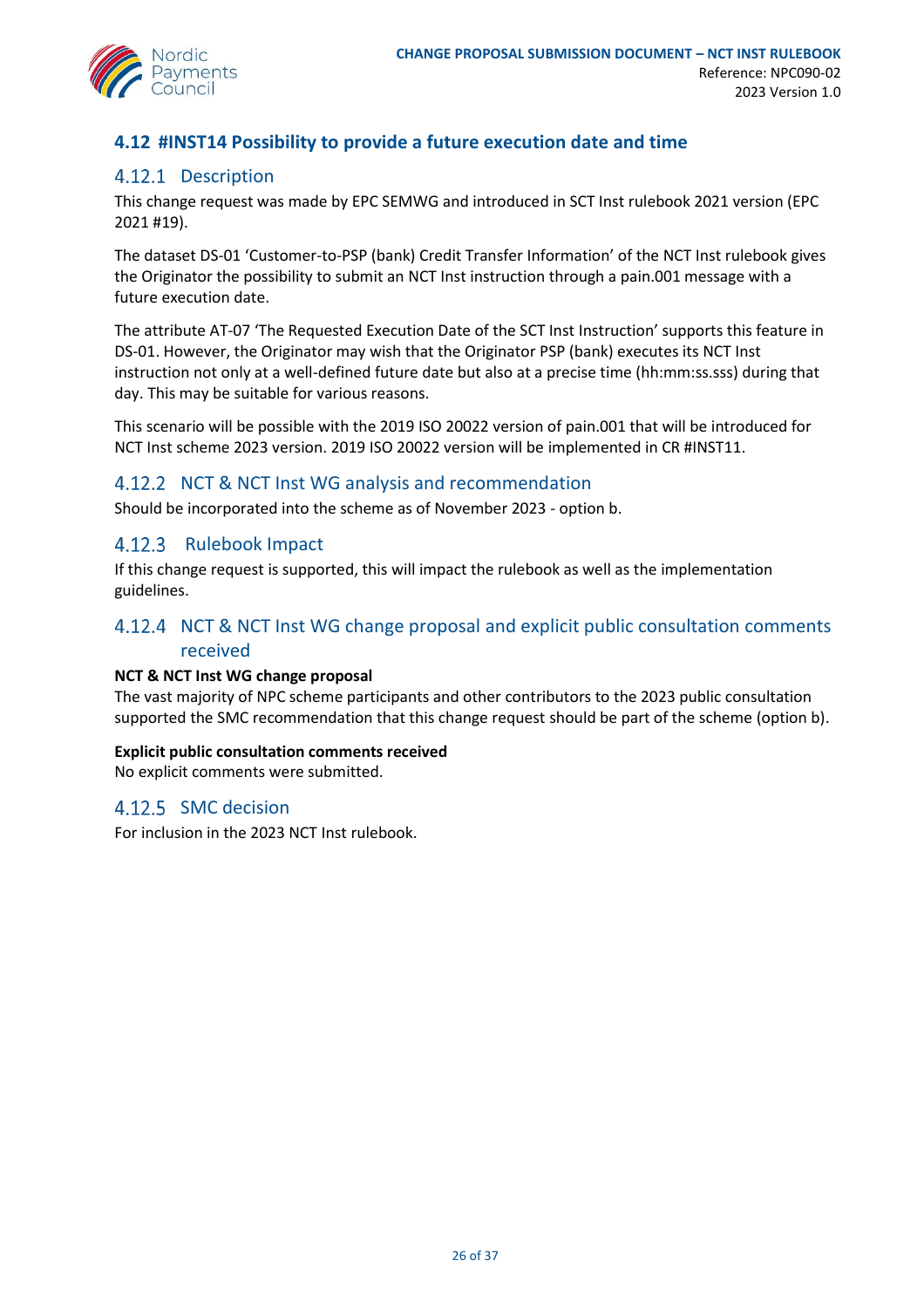## 4.12 #INST14 Possibility to provide a future execution date and time

### 4.12.1 Description

This change request was made by EPC SEMWG and introduced in SCT Inst rulebook 2021 version (EPC 2021 #19).

The dataset DS-01 'Customer-to-PSP (bank) Credit Transfer Information' of the NCT Inst rulebook gives the Originator the possibility to submit an NCT Inst instruction through a pain.001 message with a future execution date.

The attribute AT-07 'The Requested Execution Date of the SCT Inst Instruction' supports this feature in DS-01. However, the Originator may wish that the Originator PSP (bank) executes its NCT Inst instruction not only at a well-defined future date but also at a precise time (hh:mm:ss.sss) during that day. This may be suitable for various reasons.

This scenario will be possible with the 2019 ISO 20022 version of pain.001 that will be introduced for NCT Inst scheme 2023 version. 2019 ISO 20022 version will be implemented in CR #INST11.

### 4.12.2 NCT & NCT Inst WG analysis and recommendation

Should be incorporated into the scheme as of November 2023 - option b.

### 4.12.3 Rulebook Impact

If this change request is supported, this will impact the rulebook as well as the implementation guidelines.

### 4.12.4 NCT & NCT Inst WG change proposal and explicit public consultation comments received

**NCT & NCT Inst WG change proposal**

The vast majority of NPC scheme participants and other contributors to the 2023 public consultation supported the SMC recommendation that this change request should be part of the scheme (option b).

**Explicit public consultation comments received**

No explicit comments were submitted.

### 4.12.5 SMC decision

For inclusion in the 2023 NCT Inst rulebook.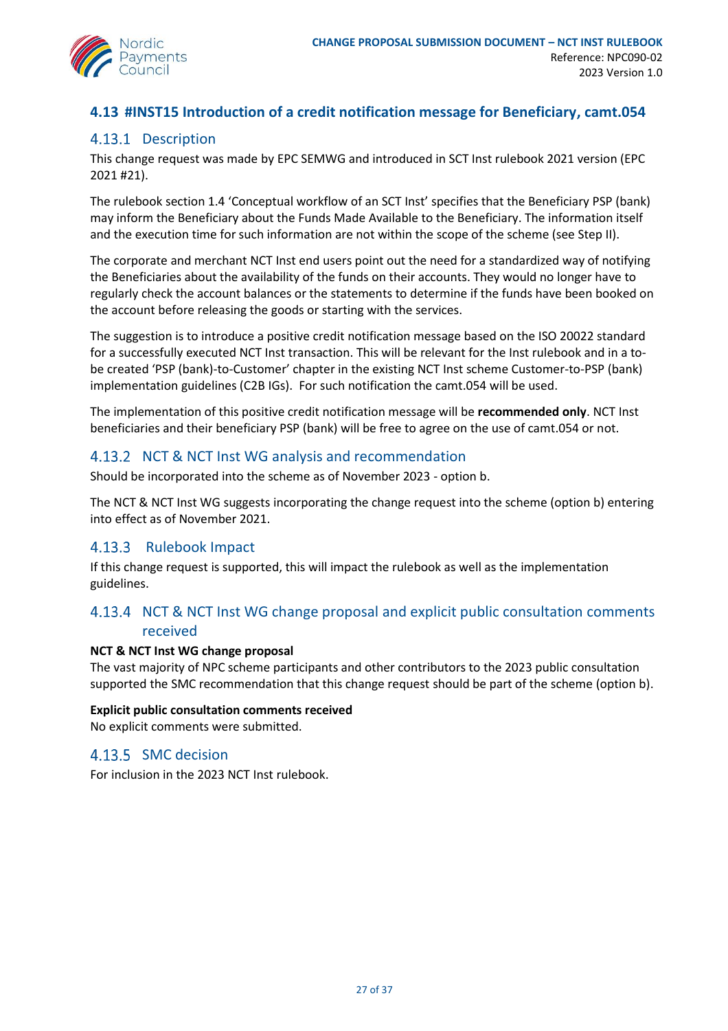## 4.13 #INST15 Introduction of a credit notification message for Beneficiary, camt.054

### 4.13.1 Description

This change request was made by EPC SEMWG and introduced in SCT Inst rulebook 2021 version (EPC 2021 #21).

The rulebook section 1.4 'Conceptual workflow of an SCT Inst' specifies that the Beneficiary PSP (bank) may inform the Beneficiary about the Funds Made Available to the Beneficiary. The information itself and the execution time for such information are not within the scope of the scheme (see Step II).

The corporate and merchant NCT Inst end users point out the need for a standardized way of notifying the Beneficiaries about the availability of the funds on their accounts. They would no longer have to regularly check the account balances or the statements to determine if the funds have been booked on the account before releasing the goods or starting with the services.

The suggestion is to introduce a positive credit notification message based on the ISO 20022 standard for a successfully executed NCT Inst transaction. This will be relevant for the Inst rulebook and in a to-be created 'PSP (bank)-to-Customer' chapter in the existing NCT Inst scheme Customer-to-PSP (bank) implementation guidelines (C2B IGs). For such notification the camt.054 will be used.

The implementation of this positive credit notification message will be **recommended only**. NCT Inst beneficiaries and their beneficiary PSP (bank) will be free to agree on the use of camt.054 or not.

### 4.13.2 NCT & NCT Inst WG analysis and recommendation

Should be incorporated into the scheme as of November 2023 - option b.

The NCT & NCT Inst WG suggests incorporating the change request into the scheme (option b) entering into effect as of November 2021.

### 4.13.3 Rulebook Impact

If this change request is supported, this will impact the rulebook as well as the implementation guidelines.

### 4.13.4 NCT & NCT Inst WG change proposal and explicit public consultation comments received

**NCT & NCT Inst WG change proposal**

The vast majority of NPC scheme participants and other contributors to the 2023 public consultation supported the SMC recommendation that this change request should be part of the scheme (option b).

**Explicit public consultation comments received**

No explicit comments were submitted.

### 4.13.5 SMC decision

For inclusion in the 2023 NCT Inst rulebook.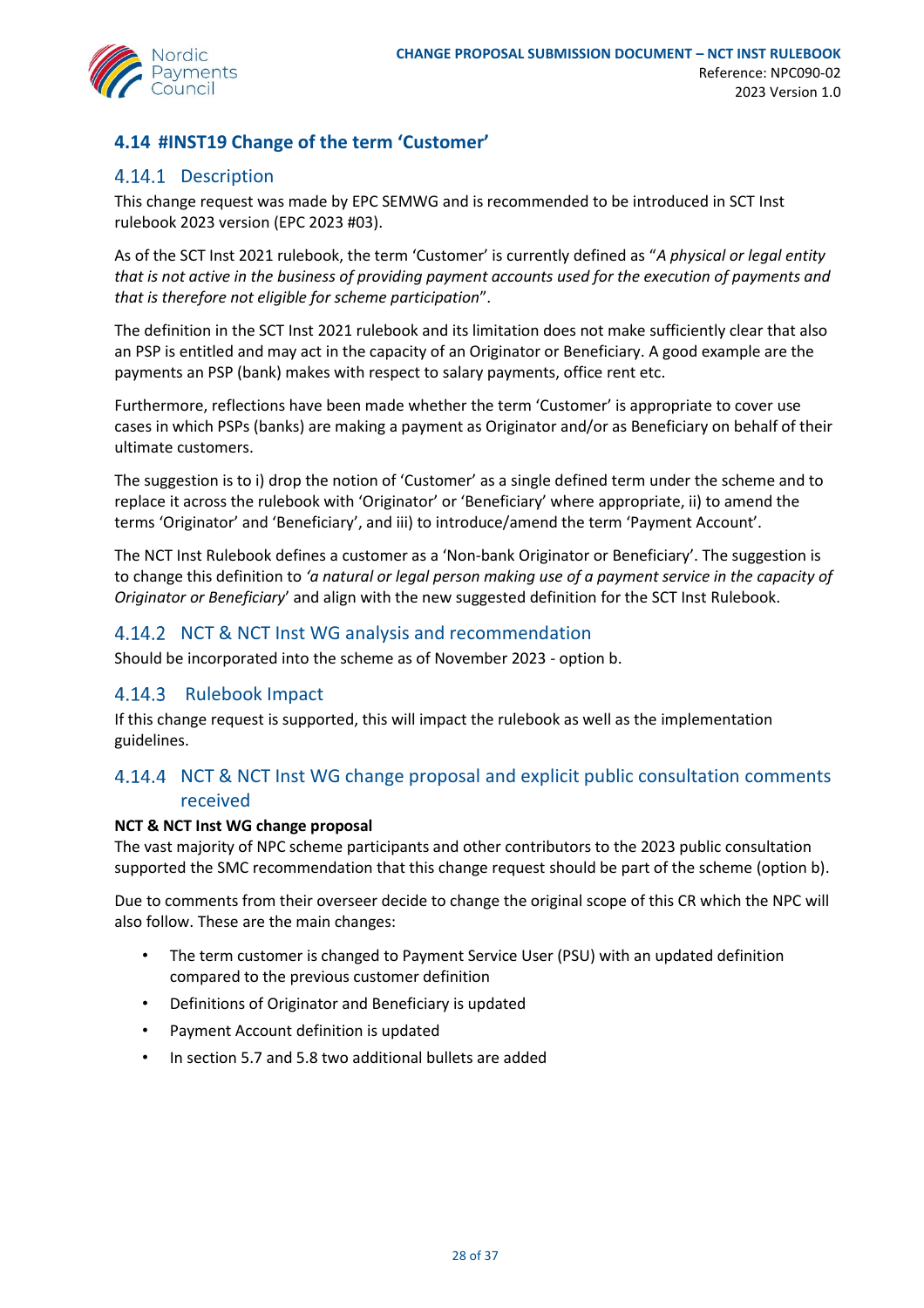## 4.14 #INST19 Change of the term 'Customer'

### 4.14.1 Description

This change request was made by EPC SEMWG and is recommended to be introduced in SCT Inst rulebook 2023 version (EPC 2023 #03).

As of the SCT Inst 2021 rulebook, the term 'Customer' is currently defined as "*A physical or legal entity that is not active in the business of providing payment accounts used for the execution of payments and that is therefore not eligible for scheme participation*".

The definition in the SCT Inst 2021 rulebook and its limitation does not make sufficiently clear that also an PSP is entitled and may act in the capacity of an Originator or Beneficiary. A good example are the payments an PSP (bank) makes with respect to salary payments, office rent etc.

Furthermore, reflections have been made whether the term 'Customer' is appropriate to cover use cases in which PSPs (banks) are making a payment as Originator and/or as Beneficiary on behalf of their ultimate customers.

The suggestion is to i) drop the notion of 'Customer' as a single defined term under the scheme and to replace it across the rulebook with 'Originator' or 'Beneficiary' where appropriate, ii) to amend the terms 'Originator' and 'Beneficiary', and iii) to introduce/amend the term 'Payment Account'.

The NCT Inst Rulebook defines a customer as a 'Non-bank Originator or Beneficiary'. The suggestion is to change this definition to *'a natural or legal person making use of a payment service in the capacity of Originator or Beneficiary*' and align with the new suggested definition for the SCT Inst Rulebook.

### 4.14.2 NCT & NCT Inst WG analysis and recommendation

Should be incorporated into the scheme as of November 2023 - option b.

### 4.14.3 Rulebook Impact

If this change request is supported, this will impact the rulebook as well as the implementation guidelines.

### 4.14.4 NCT & NCT Inst WG change proposal and explicit public consultation comments received

**NCT & NCT Inst WG change proposal**

The vast majority of NPC scheme participants and other contributors to the 2023 public consultation supported the SMC recommendation that this change request should be part of the scheme (option b).

Due to comments from their overseer decide to change the original scope of this CR which the NPC will also follow. These are the main changes:

- The term customer is changed to Payment Service User (PSU) with an updated definition compared to the previous customer definition
- Definitions of Originator and Beneficiary is updated
- Payment Account definition is updated
- In section 5.7 and 5.8 two additional bullets are added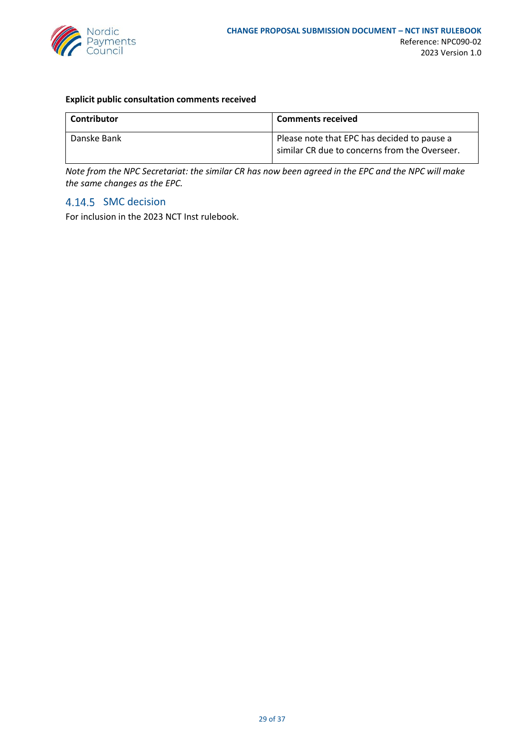**Explicit public consultation comments received**

| Contributor | Comments received |
| --- | --- |
| Danske Bank | Please note that EPC has decided to pause a similar CR due to concerns from the Overseer. |

*Note from the NPC Secretariat: the similar CR has now been agreed in the EPC and the NPC will make the same changes as the EPC.*

### 4.14.5 SMC decision

For inclusion in the 2023 NCT Inst rulebook.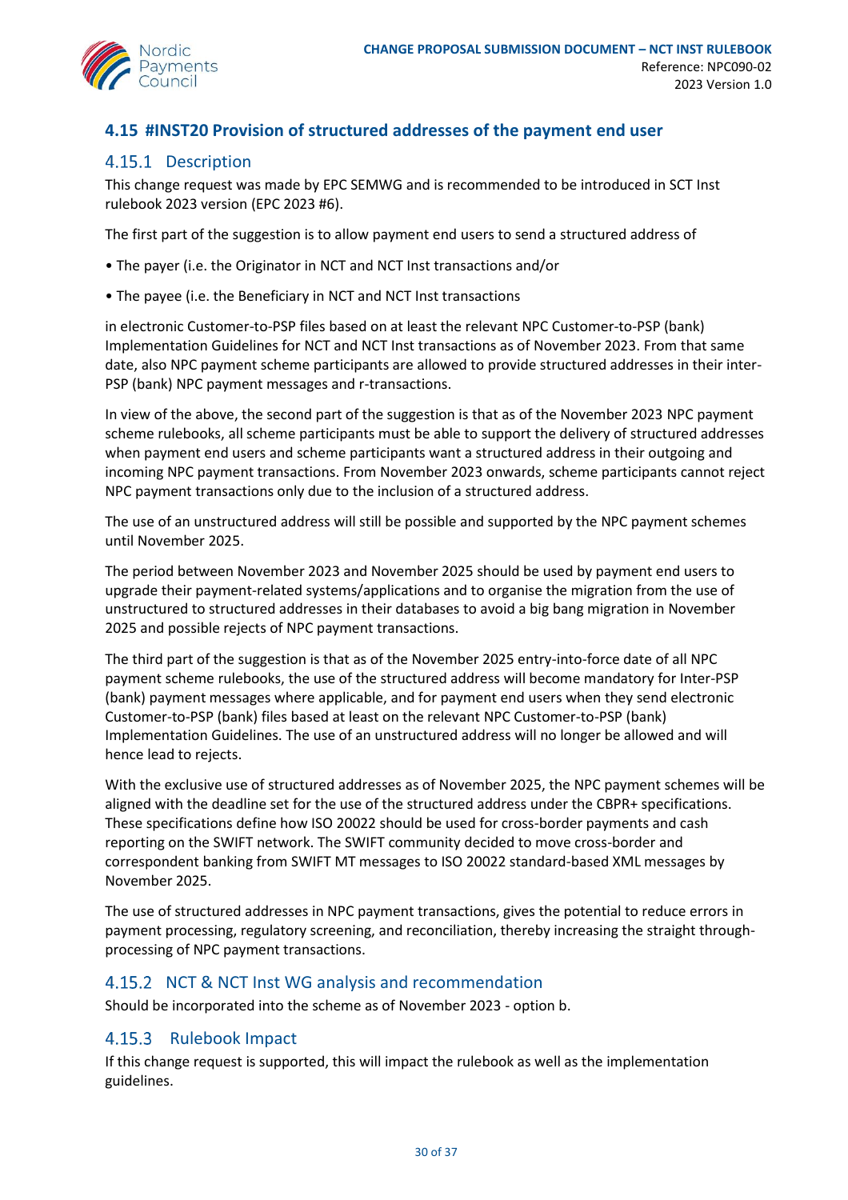## 4.15 #INST20 Provision of structured addresses of the payment end user

### 4.15.1 Description

This change request was made by EPC SEMWG and is recommended to be introduced in SCT Inst rulebook 2023 version (EPC 2023 #6).

The first part of the suggestion is to allow payment end users to send a structured address of

• The payer (i.e. the Originator in NCT and NCT Inst transactions and/or

• The payee (i.e. the Beneficiary in NCT and NCT Inst transactions

in electronic Customer-to-PSP files based on at least the relevant NPC Customer-to-PSP (bank) Implementation Guidelines for NCT and NCT Inst transactions as of November 2023. From that same date, also NPC payment scheme participants are allowed to provide structured addresses in their inter-PSP (bank) NPC payment messages and r-transactions.

In view of the above, the second part of the suggestion is that as of the November 2023 NPC payment scheme rulebooks, all scheme participants must be able to support the delivery of structured addresses when payment end users and scheme participants want a structured address in their outgoing and incoming NPC payment transactions. From November 2023 onwards, scheme participants cannot reject NPC payment transactions only due to the inclusion of a structured address.

The use of an unstructured address will still be possible and supported by the NPC payment schemes until November 2025.

The period between November 2023 and November 2025 should be used by payment end users to upgrade their payment-related systems/applications and to organise the migration from the use of unstructured to structured addresses in their databases to avoid a big bang migration in November 2025 and possible rejects of NPC payment transactions.

The third part of the suggestion is that as of the November 2025 entry-into-force date of all NPC payment scheme rulebooks, the use of the structured address will become mandatory for Inter-PSP (bank) payment messages where applicable, and for payment end users when they send electronic Customer-to-PSP (bank) files based at least on the relevant NPC Customer-to-PSP (bank) Implementation Guidelines. The use of an unstructured address will no longer be allowed and will hence lead to rejects.

With the exclusive use of structured addresses as of November 2025, the NPC payment schemes will be aligned with the deadline set for the use of the structured address under the CBPR+ specifications. These specifications define how ISO 20022 should be used for cross-border payments and cash reporting on the SWIFT network. The SWIFT community decided to move cross-border and correspondent banking from SWIFT MT messages to ISO 20022 standard-based XML messages by November 2025.

The use of structured addresses in NPC payment transactions, gives the potential to reduce errors in payment processing, regulatory screening, and reconciliation, thereby increasing the straight through-processing of NPC payment transactions.

### 4.15.2 NCT & NCT Inst WG analysis and recommendation

Should be incorporated into the scheme as of November 2023 - option b.

### 4.15.3 Rulebook Impact

If this change request is supported, this will impact the rulebook as well as the implementation guidelines.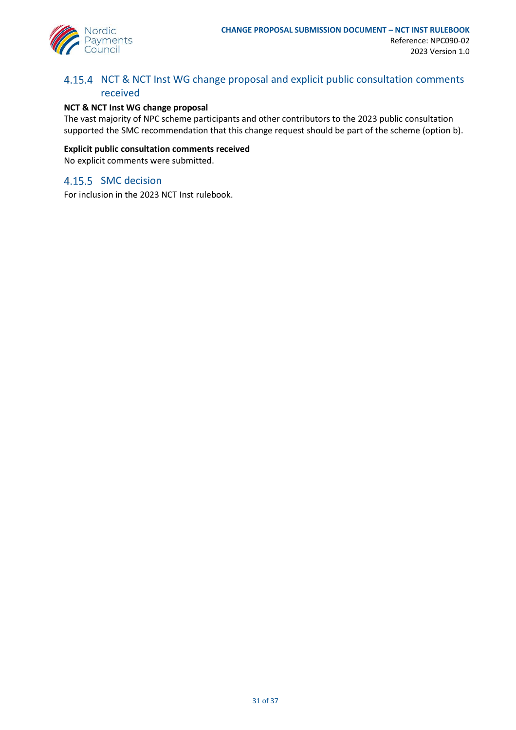### 4.15.4 NCT & NCT Inst WG change proposal and explicit public consultation comments received

**NCT & NCT Inst WG change proposal**

The vast majority of NPC scheme participants and other contributors to the 2023 public consultation supported the SMC recommendation that this change request should be part of the scheme (option b).

**Explicit public consultation comments received**

No explicit comments were submitted.

### 4.15.5 SMC decision

For inclusion in the 2023 NCT Inst rulebook.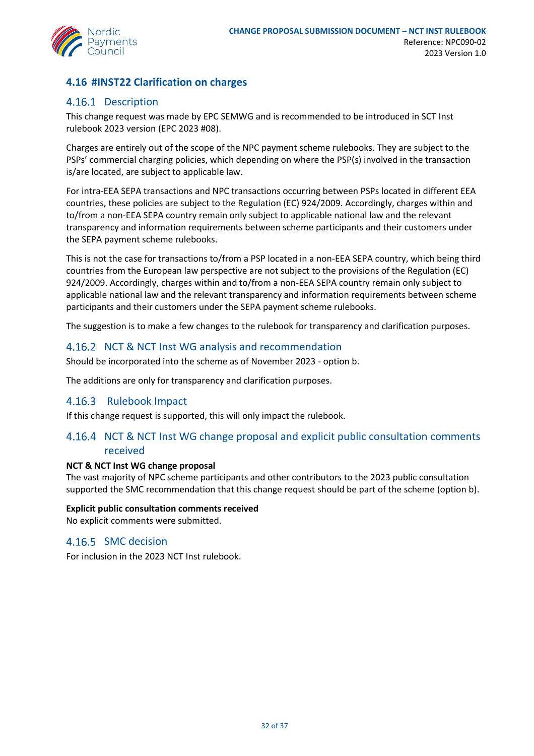## 4.16 #INST22 Clarification on charges

### 4.16.1 Description

This change request was made by EPC SEMWG and is recommended to be introduced in SCT Inst rulebook 2023 version (EPC 2023 #08).

Charges are entirely out of the scope of the NPC payment scheme rulebooks. They are subject to the PSPs' commercial charging policies, which depending on where the PSP(s) involved in the transaction is/are located, are subject to applicable law.

For intra-EEA SEPA transactions and NPC transactions occurring between PSPs located in different EEA countries, these policies are subject to the Regulation (EC) 924/2009. Accordingly, charges within and to/from a non-EEA SEPA country remain only subject to applicable national law and the relevant transparency and information requirements between scheme participants and their customers under the SEPA payment scheme rulebooks.

This is not the case for transactions to/from a PSP located in a non-EEA SEPA country, which being third countries from the European law perspective are not subject to the provisions of the Regulation (EC) 924/2009. Accordingly, charges within and to/from a non-EEA SEPA country remain only subject to applicable national law and the relevant transparency and information requirements between scheme participants and their customers under the SEPA payment scheme rulebooks.

The suggestion is to make a few changes to the rulebook for transparency and clarification purposes.

### 4.16.2 NCT & NCT Inst WG analysis and recommendation

Should be incorporated into the scheme as of November 2023 - option b.

The additions are only for transparency and clarification purposes.

### 4.16.3 Rulebook Impact

If this change request is supported, this will only impact the rulebook.

### 4.16.4 NCT & NCT Inst WG change proposal and explicit public consultation comments received

**NCT & NCT Inst WG change proposal**
The vast majority of NPC scheme participants and other contributors to the 2023 public consultation supported the SMC recommendation that this change request should be part of the scheme (option b).

**Explicit public consultation comments received**
No explicit comments were submitted.

### 4.16.5 SMC decision

For inclusion in the 2023 NCT Inst rulebook.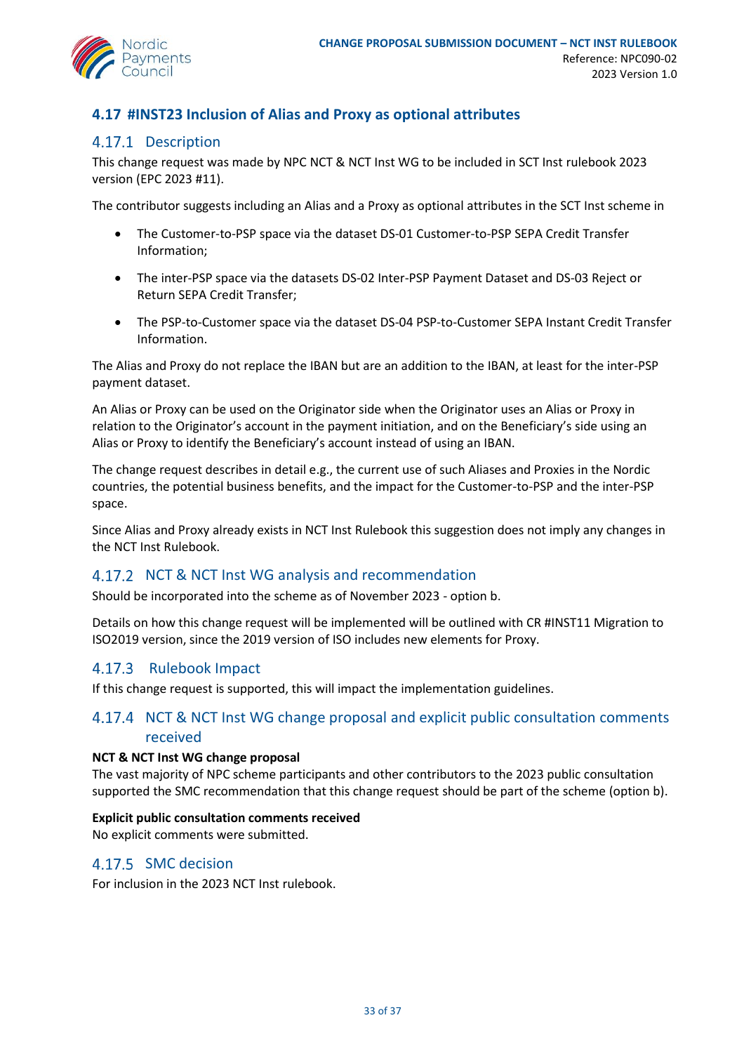## 4.17 #INST23 Inclusion of Alias and Proxy as optional attributes

### 4.17.1 Description

This change request was made by NPC NCT & NCT Inst WG to be included in SCT Inst rulebook 2023 version (EPC 2023 #11).

The contributor suggests including an Alias and a Proxy as optional attributes in the SCT Inst scheme in

- The Customer-to-PSP space via the dataset DS-01 Customer-to-PSP SEPA Credit Transfer Information;
- The inter-PSP space via the datasets DS-02 Inter-PSP Payment Dataset and DS-03 Reject or Return SEPA Credit Transfer;
- The PSP-to-Customer space via the dataset DS-04 PSP-to-Customer SEPA Instant Credit Transfer Information.

The Alias and Proxy do not replace the IBAN but are an addition to the IBAN, at least for the inter-PSP payment dataset.

An Alias or Proxy can be used on the Originator side when the Originator uses an Alias or Proxy in relation to the Originator's account in the payment initiation, and on the Beneficiary's side using an Alias or Proxy to identify the Beneficiary's account instead of using an IBAN.

The change request describes in detail e.g., the current use of such Aliases and Proxies in the Nordic countries, the potential business benefits, and the impact for the Customer-to-PSP and the inter-PSP space.

Since Alias and Proxy already exists in NCT Inst Rulebook this suggestion does not imply any changes in the NCT Inst Rulebook.

### 4.17.2 NCT & NCT Inst WG analysis and recommendation

Should be incorporated into the scheme as of November 2023 - option b.

Details on how this change request will be implemented will be outlined with CR #INST11 Migration to ISO2019 version, since the 2019 version of ISO includes new elements for Proxy.

### 4.17.3 Rulebook Impact

If this change request is supported, this will impact the implementation guidelines.

### 4.17.4 NCT & NCT Inst WG change proposal and explicit public consultation comments received

**NCT & NCT Inst WG change proposal**
The vast majority of NPC scheme participants and other contributors to the 2023 public consultation supported the SMC recommendation that this change request should be part of the scheme (option b).

**Explicit public consultation comments received**
No explicit comments were submitted.

### 4.17.5 SMC decision

For inclusion in the 2023 NCT Inst rulebook.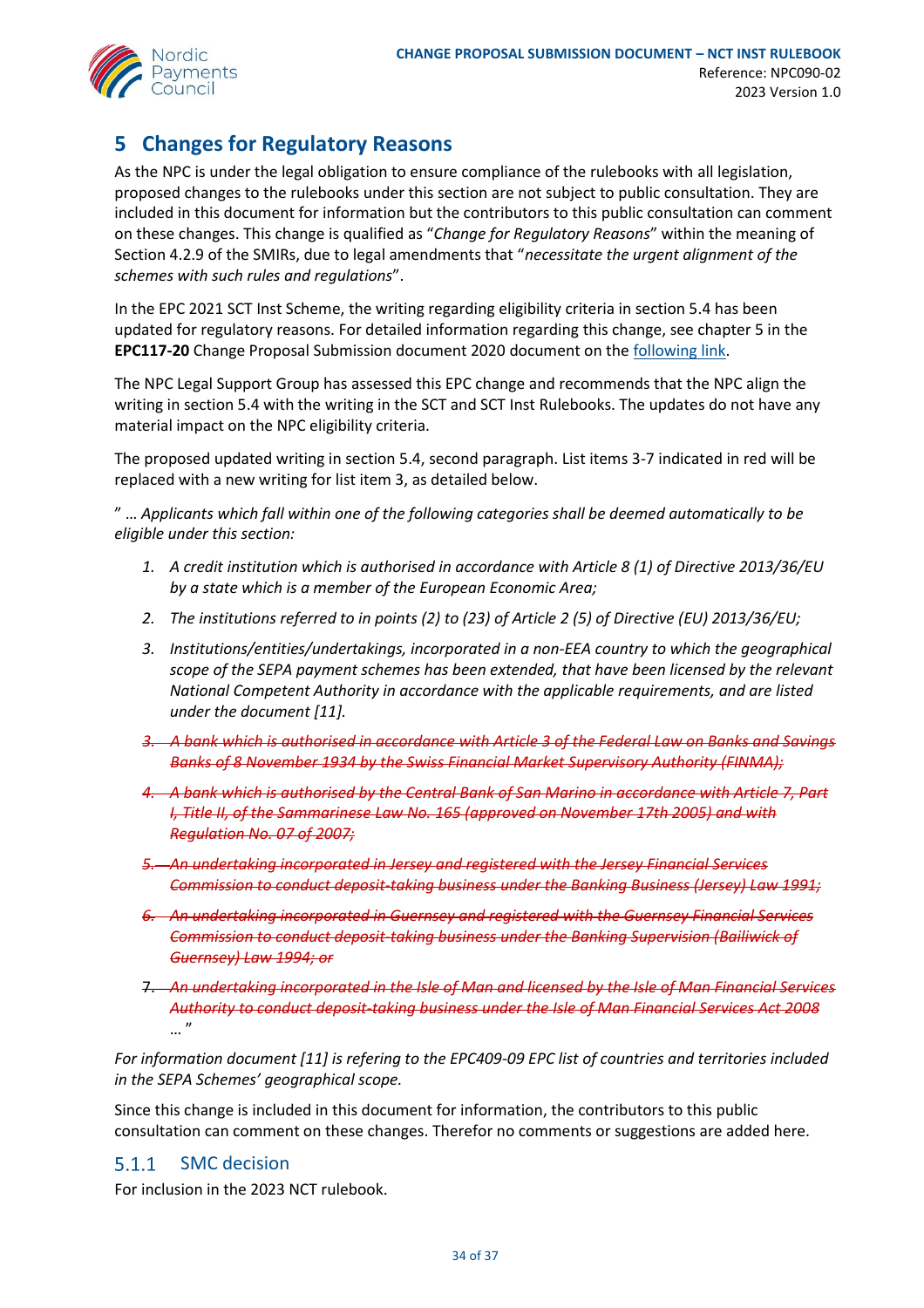## 5 Changes for Regulatory Reasons

As the NPC is under the legal obligation to ensure compliance of the rulebooks with all legislation, proposed changes to the rulebooks under this section are not subject to public consultation. They are included in this document for information but the contributors to this public consultation can comment on these changes. This change is qualified as "*Change for Regulatory Reasons*" within the meaning of Section 4.2.9 of the SMIRs, due to legal amendments that "*necessitate the urgent alignment of the schemes with such rules and regulations*".

In the EPC 2021 SCT Inst Scheme, the writing regarding eligibility criteria in section 5.4 has been updated for regulatory reasons. For detailed information regarding this change, see chapter 5 in the **EPC117-20** Change Proposal Submission document 2020 document on the following link.

The NPC Legal Support Group has assessed this EPC change and recommends that the NPC align the writing in section 5.4 with the writing in the SCT and SCT Inst Rulebooks. The updates do not have any material impact on the NPC eligibility criteria.

The proposed updated writing in section 5.4, second paragraph. List items 3-7 indicated in red will be replaced with a new writing for list item 3, as detailed below.

" … *Applicants which fall within one of the following categories shall be deemed automatically to be eligible under this section:*

1. *A credit institution which is authorised in accordance with Article 8 (1) of Directive 2013/36/EU by a state which is a member of the European Economic Area;*
2. *The institutions referred to in points (2) to (23) of Article 2 (5) of Directive (EU) 2013/36/EU;*
3. *Institutions/entities/undertakings, incorporated in a non-EEA country to which the geographical scope of the SEPA payment schemes has been extended, that have been licensed by the relevant National Competent Authority in accordance with the applicable requirements, and are listed under the document [11].*

~~3. *A bank which is authorised in accordance with Article 3 of the Federal Law on Banks and Savings Banks of 8 November 1934 by the Swiss Financial Market Supervisory Authority (FINMA);*~~

~~4. *A bank which is authorised by the Central Bank of San Marino in accordance with Article 7, Part I, Title II, of the Sammarinese Law No. 165 (approved on November 17th 2005) and with Regulation No. 07 of 2007;*~~

~~5. *An undertaking incorporated in Jersey and registered with the Jersey Financial Services Commission to conduct deposit-taking business under the Banking Business (Jersey) Law 1991;*~~

~~6. *An undertaking incorporated in Guernsey and registered with the Guernsey Financial Services Commission to conduct deposit-taking business under the Banking Supervision (Bailiwick of Guernsey) Law 1994; or*~~

~~7. *An undertaking incorporated in the Isle of Man and licensed by the Isle of Man Financial Services Authority to conduct deposit-taking business under the Isle of Man Financial Services Act 2008*~~

… "

*For information document [11] is refering to the EPC409-09 EPC list of countries and territories included in the SEPA Schemes' geographical scope.*

Since this change is included in this document for information, the contributors to this public consultation can comment on these changes. Therefor no comments or suggestions are added here.

### 5.1.1 SMC decision

For inclusion in the 2023 NCT rulebook.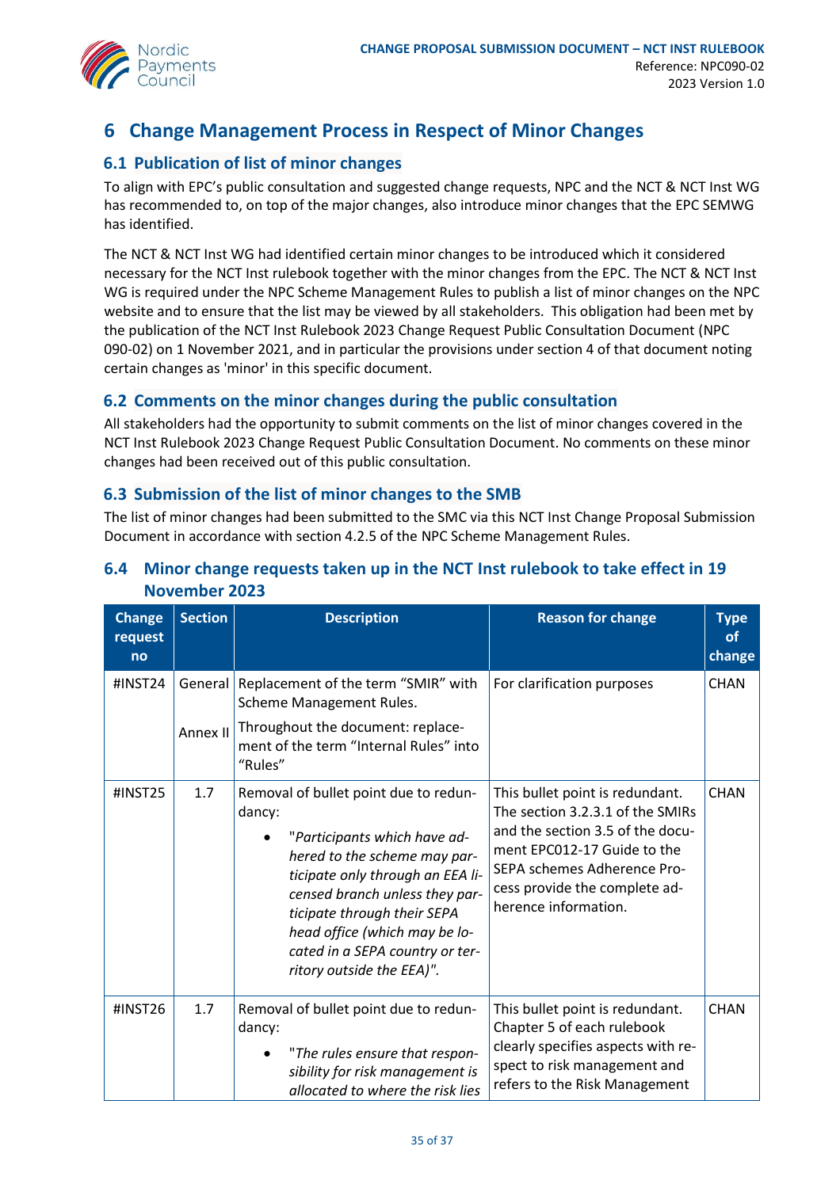# 6 Change Management Process in Respect of Minor Changes

## 6.1 Publication of list of minor changes

To align with EPC's public consultation and suggested change requests, NPC and the NCT & NCT Inst WG has recommended to, on top of the major changes, also introduce minor changes that the EPC SEMWG has identified.

The NCT & NCT Inst WG had identified certain minor changes to be introduced which it considered necessary for the NCT Inst rulebook together with the minor changes from the EPC. The NCT & NCT Inst WG is required under the NPC Scheme Management Rules to publish a list of minor changes on the NPC website and to ensure that the list may be viewed by all stakeholders. This obligation had been met by the publication of the NCT Inst Rulebook 2023 Change Request Public Consultation Document (NPC 090-02) on 1 November 2021, and in particular the provisions under section 4 of that document noting certain changes as 'minor' in this specific document.

## 6.2 Comments on the minor changes during the public consultation

All stakeholders had the opportunity to submit comments on the list of minor changes covered in the NCT Inst Rulebook 2023 Change Request Public Consultation Document. No comments on these minor changes had been received out of this public consultation.

## 6.3 Submission of the list of minor changes to the SMB

The list of minor changes had been submitted to the SMC via this NCT Inst Change Proposal Submission Document in accordance with section 4.2.5 of the NPC Scheme Management Rules.

## 6.4 Minor change requests taken up in the NCT Inst rulebook to take effect in 19 November 2023

| Change request no | Section | Description | Reason for change | Type of change |
|---|---|---|---|---|
| #INST24 | General<br><br>Annex II | Replacement of the term "SMIR" with Scheme Management Rules.<br><br>Throughout the document: replacement of the term "Internal Rules" into "Rules" | For clarification purposes | CHAN |
| #INST25 | 1.7 | Removal of bullet point due to redundancy:<br>• "*Participants which have adhered to the scheme may participate only through an EEA licensed branch unless they participate through their SEPA head office (which may be located in a SEPA country or territory outside the EEA)*". | This bullet point is redundant. The section 3.2.3.1 of the SMIRs and the section 3.5 of the document EPC012-17 Guide to the SEPA schemes Adherence Process provide the complete adherence information. | CHAN |
| #INST26 | 1.7 | Removal of bullet point due to redundancy:<br>• "*The rules ensure that responsibility for risk management is allocated to where the risk lies* | This bullet point is redundant. Chapter 5 of each rulebook clearly specifies aspects with respect to risk management and refers to the Risk Management | CHAN |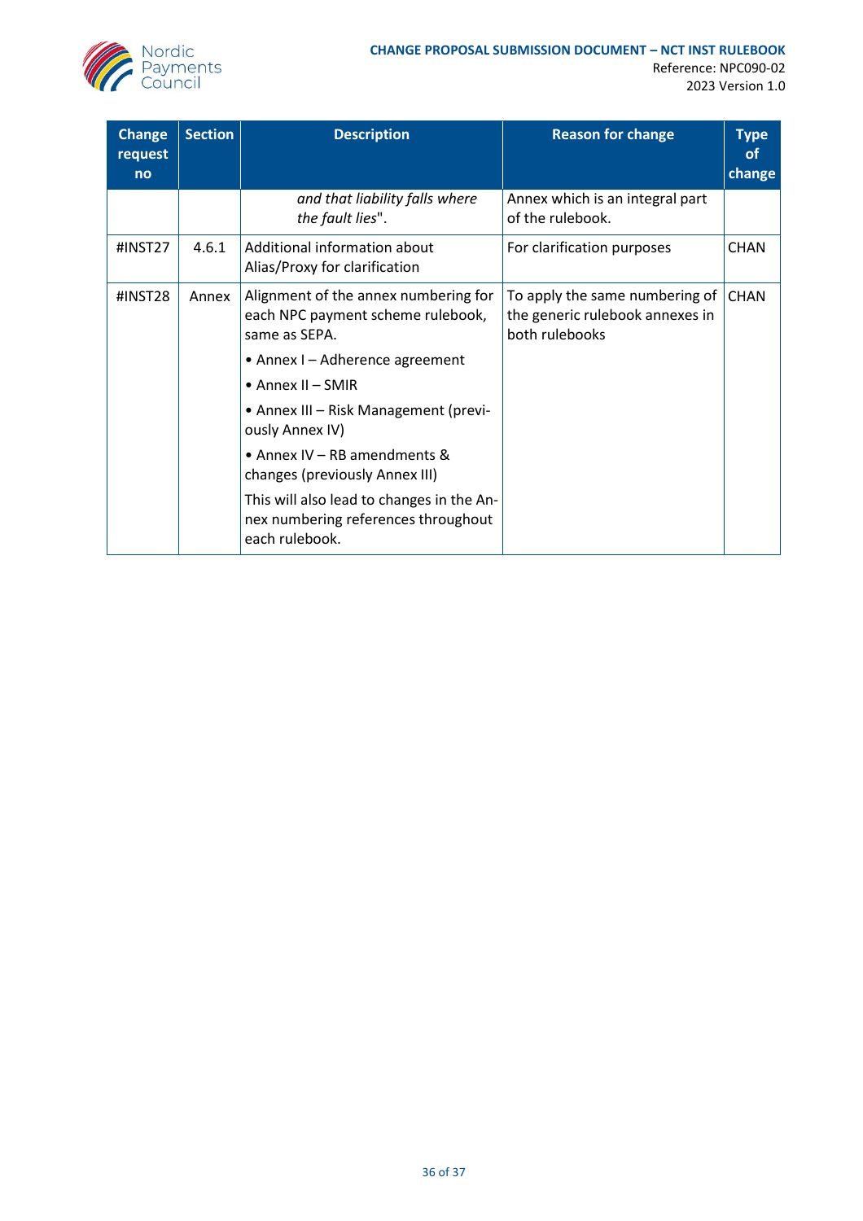| Change request no | Section | Description | Reason for change | Type of change |
|---|---|---|---|---|
| | | *and that liability falls where the fault lies*". | Annex which is an integral part of the rulebook. | |
| #INST27 | 4.6.1 | Additional information about Alias/Proxy for clarification | For clarification purposes | CHAN |
| #INST28 | Annex | Alignment of the annex numbering for each NPC payment scheme rulebook, same as SEPA.<br>• Annex I – Adherence agreement<br>• Annex II – SMIR<br>• Annex III – Risk Management (previously Annex IV)<br>• Annex IV – RB amendments & changes (previously Annex III)<br>This will also lead to changes in the Annex numbering references throughout each rulebook. | To apply the same numbering of the generic rulebook annexes in both rulebooks | CHAN |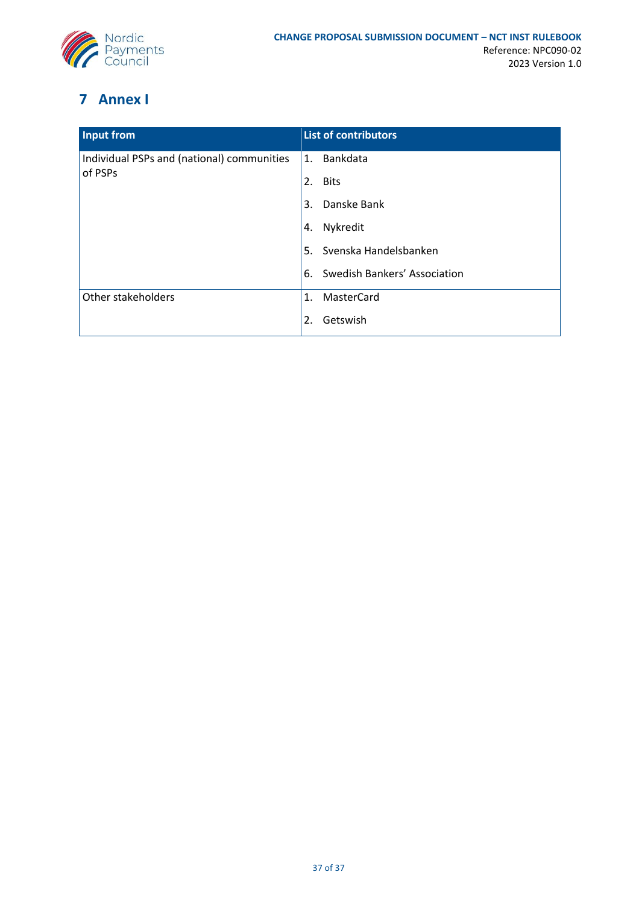# 7 Annex I

| Input from | List of contributors |
|---|---|
| Individual PSPs and (national) communities of PSPs | 1. Bankdata<br>2. Bits<br>3. Danske Bank<br>4. Nykredit<br>5. Svenska Handelsbanken<br>6. Swedish Bankers' Association |
| Other stakeholders | 1. MasterCard<br>2. Getswish |